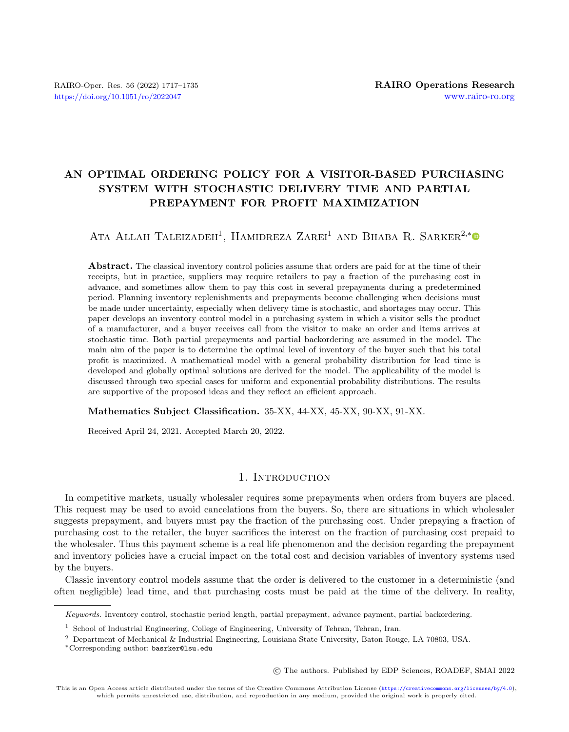# AN OPTIMAL ORDERING POLICY FOR A VISITOR-BASED PURCHASING SYSTEM WITH STOCHASTIC DELIVERY TIME AND PARTIAL PREPAYMENT FOR PROFIT MAXIMIZATION

Ata Allah Taleizadeh[1], Hamidreza Zarei[1] and Bhaba R. Sarker[2,*]

**Abstract.** The classical inventory control policies assume that orders are paid for at the time of their receipts, but in practice, suppliers may require retailers to pay a fraction of the purchasing cost in advance, and sometimes allow them to pay this cost in several prepayments during a predetermined period. Planning inventory replenishments and prepayments become challenging when decisions must be made under uncertainty, especially when delivery time is stochastic, and shortages may occur. This paper develops an inventory control model in a purchasing system in which a visitor sells the product of a manufacturer, and a buyer receives call from the visitor to make an order and items arrives at stochastic time. Both partial prepayments and partial backordering are assumed in the model. The main aim of the paper is to determine the optimal level of inventory of the buyer such that his total profit is maximized. A mathematical model with a general probability distribution for lead time is developed and globally optimal solutions are derived for the model. The applicability of the model is discussed through two special cases for uniform and exponential probability distributions. The results are supportive of the proposed ideas and they reflect an efficient approach.

**Mathematics Subject Classification.** 35-XX, 44-XX, 45-XX, 90-XX, 91-XX.

Received April 24, 2021. Accepted March 20, 2022.

## 1. Introduction

In competitive markets, usually wholesaler requires some prepayments when orders from buyers are placed. This request may be used to avoid cancelations from the buyers. So, there are situations in which wholesaler suggests prepayment, and buyers must pay the fraction of the purchasing cost. Under prepaying a fraction of purchasing cost to the retailer, the buyer sacrifices the interest on the fraction of purchasing cost prepaid to the wholesaler. Thus this payment scheme is a real life phenomenon and the decision regarding the prepayment and inventory policies have a crucial impact on the total cost and decision variables of inventory systems used by the buyers.

Classic inventory control models assume that the order is delivered to the customer in a deterministic (and often negligible) lead time, and that purchasing costs must be paid at the time of the delivery. In reality,

*Keywords.* Inventory control, stochastic period length, partial prepayment, advance payment, partial backordering.

[1] School of Industrial Engineering, College of Engineering, University of Tehran, Tehran, Iran.

[2] Department of Mechanical & Industrial Engineering, Louisiana State University, Baton Rouge, LA 70803, USA.

*Corresponding author: basrker@lsu.edu

© The authors. Published by EDP Sciences, ROADEF, SMAI 2022

This is an Open Access article distributed under the terms of the Creative Commons Attribution License (https://creativecommons.org/licenses/by/4.0), which permits unrestricted use, distribution, and reproduction in any medium, provided the original work is properly cited.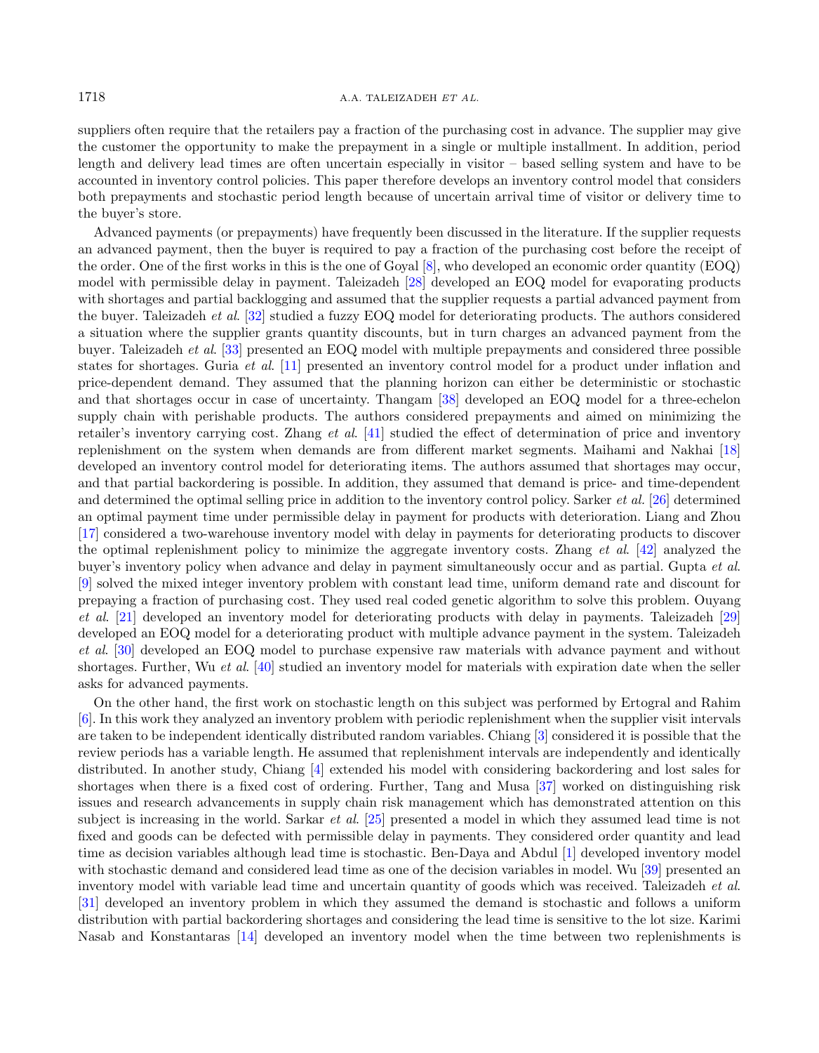suppliers often require that the retailers pay a fraction of the purchasing cost in advance. The supplier may give the customer the opportunity to make the prepayment in a single or multiple installment. In addition, period length and delivery lead times are often uncertain especially in visitor – based selling system and have to be accounted in inventory control policies. This paper therefore develops an inventory control model that considers both prepayments and stochastic period length because of uncertain arrival time of visitor or delivery time to the buyer's store.

Advanced payments (or prepayments) have frequently been discussed in the literature. If the supplier requests an advanced payment, then the buyer is required to pay a fraction of the purchasing cost before the receipt of the order. One of the first works in this is the one of Goyal [8], who developed an economic order quantity (EOQ) model with permissible delay in payment. Taleizadeh [28] developed an EOQ model for evaporating products with shortages and partial backlogging and assumed that the supplier requests a partial advanced payment from the buyer. Taleizadeh *et al.* [32] studied a fuzzy EOQ model for deteriorating products. The authors considered a situation where the supplier grants quantity discounts, but in turn charges an advanced payment from the buyer. Taleizadeh *et al.* [33] presented an EOQ model with multiple prepayments and considered three possible states for shortages. Guria *et al.* [11] presented an inventory control model for a product under inflation and price-dependent demand. They assumed that the planning horizon can either be deterministic or stochastic and that shortages occur in case of uncertainty. Thangam [38] developed an EOQ model for a three-echelon supply chain with perishable products. The authors considered prepayments and aimed on minimizing the retailer's inventory carrying cost. Zhang *et al.* [41] studied the effect of determination of price and inventory replenishment on the system when demands are from different market segments. Maihami and Nakhai [18] developed an inventory control model for deteriorating items. The authors assumed that shortages may occur, and that partial backordering is possible. In addition, they assumed that demand is price- and time-dependent and determined the optimal selling price in addition to the inventory control policy. Sarker *et al.* [26] determined an optimal payment time under permissible delay in payment for products with deterioration. Liang and Zhou [17] considered a two-warehouse inventory model with delay in payments for deteriorating products to discover the optimal replenishment policy to minimize the aggregate inventory costs. Zhang *et al.* [42] analyzed the buyer's inventory policy when advance and delay in payment simultaneously occur and as partial. Gupta *et al.* [9] solved the mixed integer inventory problem with constant lead time, uniform demand rate and discount for prepaying a fraction of purchasing cost. They used real coded genetic algorithm to solve this problem. Ouyang *et al.* [21] developed an inventory model for deteriorating products with delay in payments. Taleizadeh [29] developed an EOQ model for a deteriorating product with multiple advance payment in the system. Taleizadeh *et al.* [30] developed an EOQ model to purchase expensive raw materials with advance payment and without shortages. Further, Wu *et al.* [40] studied an inventory model for materials with expiration date when the seller asks for advanced payments.

On the other hand, the first work on stochastic length on this subject was performed by Ertogral and Rahim [6]. In this work they analyzed an inventory problem with periodic replenishment when the supplier visit intervals are taken to be independent identically distributed random variables. Chiang [3] considered it is possible that the review periods has a variable length. He assumed that replenishment intervals are independently and identically distributed. In another study, Chiang [4] extended his model with considering backordering and lost sales for shortages when there is a fixed cost of ordering. Further, Tang and Musa [37] worked on distinguishing risk issues and research advancements in supply chain risk management which has demonstrated attention on this subject is increasing in the world. Sarkar *et al.* [25] presented a model in which they assumed lead time is not fixed and goods can be defected with permissible delay in payments. They considered order quantity and lead time as decision variables although lead time is stochastic. Ben-Daya and Abdul [1] developed inventory model with stochastic demand and considered lead time as one of the decision variables in model. Wu [39] presented an inventory model with variable lead time and uncertain quantity of goods which was received. Taleizadeh *et al.* [31] developed an inventory problem in which they assumed the demand is stochastic and follows a uniform distribution with partial backordering shortages and considering the lead time is sensitive to the lot size. Karimi Nasab and Konstantaras [14] developed an inventory model when the time between two replenishments is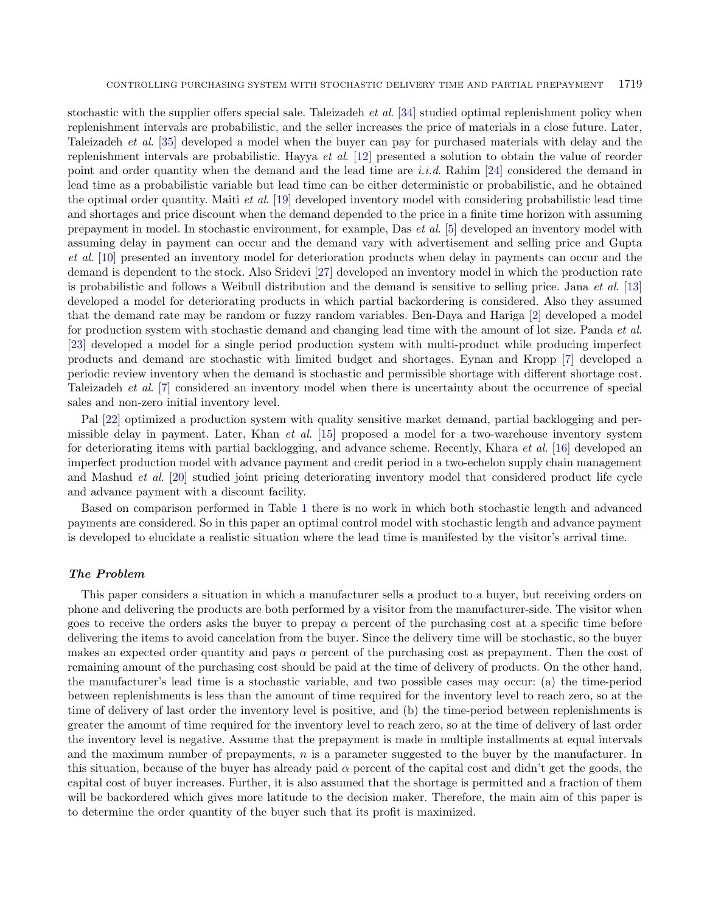stochastic with the supplier offers special sale. Taleizadeh *et al.* [34] studied optimal replenishment policy when replenishment intervals are probabilistic, and the seller increases the price of materials in a close future. Later, Taleizadeh *et al.* [35] developed a model when the buyer can pay for purchased materials with delay and the replenishment intervals are probabilistic. Hayya *et al.* [12] presented a solution to obtain the value of reorder point and order quantity when the demand and the lead time are *i.i.d.* Rahim [24] considered the demand in lead time as a probabilistic variable but lead time can be either deterministic or probabilistic, and he obtained the optimal order quantity. Maiti *et al.* [19] developed inventory model with considering probabilistic lead time and shortages and price discount when the demand depended to the price in a finite time horizon with assuming prepayment in model. In stochastic environment, for example, Das *et al.* [5] developed an inventory model with assuming delay in payment can occur and the demand vary with advertisement and selling price and Gupta *et al.* [10] presented an inventory model for deterioration products when delay in payments can occur and the demand is dependent to the stock. Also Sridevi [27] developed an inventory model in which the production rate is probabilistic and follows a Weibull distribution and the demand is sensitive to selling price. Jana *et al.* [13] developed a model for deteriorating products in which partial backordering is considered. Also they assumed that the demand rate may be random or fuzzy random variables. Ben-Daya and Hariga [2] developed a model for production system with stochastic demand and changing lead time with the amount of lot size. Panda *et al.* [23] developed a model for a single period production system with multi-product while producing imperfect products and demand are stochastic with limited budget and shortages. Eynan and Kropp [7] developed a periodic review inventory when the demand is stochastic and permissible shortage with different shortage cost. Taleizadeh *et al.* [7] considered an inventory model when there is uncertainty about the occurrence of special sales and non-zero initial inventory level.

Pal [22] optimized a production system with quality sensitive market demand, partial backlogging and permissible delay in payment. Later, Khan *et al.* [15] proposed a model for a two-warehouse inventory system for deteriorating items with partial backlogging, and advance scheme. Recently, Khara *et al.* [16] developed an imperfect production model with advance payment and credit period in a two-echelon supply chain management and Mashud *et al.* [20] studied joint pricing deteriorating inventory model that considered product life cycle and advance payment with a discount facility.

Based on comparison performed in Table 1 there is no work in which both stochastic length and advanced payments are considered. So in this paper an optimal control model with stochastic length and advance payment is developed to elucidate a realistic situation where the lead time is manifested by the visitor's arrival time.

### *The Problem*

This paper considers a situation in which a manufacturer sells a product to a buyer, but receiving orders on phone and delivering the products are both performed by a visitor from the manufacturer-side. The visitor when goes to receive the orders asks the buyer to prepay $\alpha$ percent of the purchasing cost at a specific time before delivering the items to avoid cancelation from the buyer. Since the delivery time will be stochastic, so the buyer makes an expected order quantity and pays $\alpha$ percent of the purchasing cost as prepayment. Then the cost of remaining amount of the purchasing cost should be paid at the time of delivery of products. On the other hand, the manufacturer's lead time is a stochastic variable, and two possible cases may occur: (a) the time-period between replenishments is less than the amount of time required for the inventory level to reach zero, so at the time of delivery of last order the inventory level is positive, and (b) the time-period between replenishments is greater the amount of time required for the inventory level to reach zero, so at the time of delivery of last order the inventory level is negative. Assume that the prepayment is made in multiple installments at equal intervals and the maximum number of prepayments, $n$ is a parameter suggested to the buyer by the manufacturer. In this situation, because of the buyer has already paid $\alpha$ percent of the capital cost and didn't get the goods, the capital cost of buyer increases. Further, it is also assumed that the shortage is permitted and a fraction of them will be backordered which gives more latitude to the decision maker. Therefore, the main aim of this paper is to determine the order quantity of the buyer such that its profit is maximized.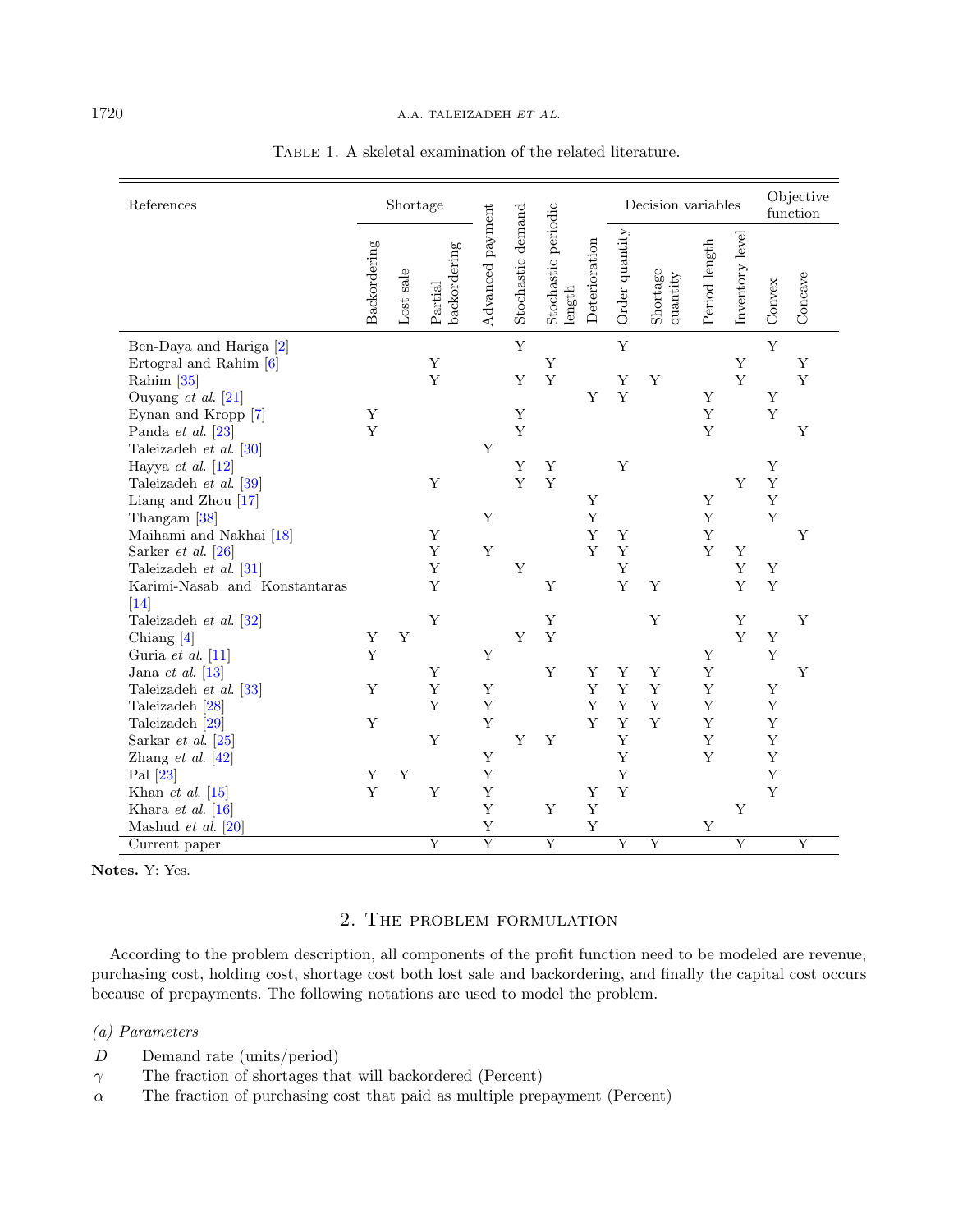Table 1. A skeletal examination of the related literature.

| References | Shortage | | | Advanced payment | Stochastic demand | Stochastic periodic length | Deterioration | Decision variables | | | | Objective function | |
|---|---|---|---|---|---|---|---|---|---|---|---|---|---|
| | Backordering | Lost sale | Partial backordering | | | | | Order quantity | Shortage quantity | Period length | Inventory level | Convex | Concave |
| Ben-Daya and Hariga [2] | | | | | Y | | | Y | | | | Y | |
| Ertogral and Rahim [6] | | | Y | | | Y | | | | | Y | | Y |
| Rahim [35] | | | Y | | Y | Y | | Y | Y | | Y | | Y |
| Ouyang *et al.* [21] | | | | | | | Y | Y | | Y | | Y | |
| Eynan and Kropp [7] | Y | | | | Y | | | | | Y | | Y | |
| Panda *et al.* [23] | Y | | | | Y | | | | | Y | | | Y |
| Taleizadeh *et al.* [30] | | | | Y | | | | | | | | | |
| Hayya *et al.* [12] | | | | | Y | Y | | Y | | | | Y | |
| Taleizadeh *et al.* [39] | | | Y | | Y | Y | | | | | Y | Y | |
| Liang and Zhou [17] | | | | | | | Y | | | Y | | Y | |
| Thangam [38] | | | | Y | | | Y | | | Y | | Y | |
| Maihami and Nakhai [18] | | | Y | | | | Y | Y | | Y | | | Y |
| Sarker *et al.* [26] | | | Y | Y | | | Y | Y | | Y | Y | | |
| Taleizadeh *et al.* [31] | | | Y | | Y | | | Y | | | Y | Y | |
| Karimi-Nasab and Konstantaras [14] | | | Y | | | Y | | Y | Y | | Y | Y | |
| Taleizadeh *et al.* [32] | | | Y | | | Y | | | Y | | Y | | Y |
| Chiang [4] | Y | Y | | | Y | Y | | | | | Y | Y | |
| Guria *et al.* [11] | Y | | | Y | | | | | | Y | | Y | |
| Jana *et al.* [13] | | | Y | | | Y | Y | Y | Y | Y | | | Y |
| Taleizadeh *et al.* [33] | Y | | Y | Y | | | Y | Y | Y | Y | | Y | |
| Taleizadeh [28] | | | Y | Y | | | Y | Y | Y | Y | | Y | |
| Taleizadeh [29] | Y | | | Y | | | Y | Y | Y | Y | | Y | |
| Sarkar *et al.* [25] | | | Y | | Y | Y | | Y | | Y | | Y | |
| Zhang *et al.* [42] | | | | Y | | | | Y | | Y | | Y | |
| Pal [23] | Y | Y | | Y | | | | Y | | | | Y | |
| Khan *et al.* [15] | Y | | Y | Y | | | Y | Y | | | | Y | |
| Khara *et al.* [16] | | | | Y | | Y | Y | | | | Y | | |
| Mashud *et al.* [20] | | | | Y | | | Y | | | Y | | | |
| Current paper | | | Y | Y | | Y | | Y | Y | | Y | | Y |

**Notes.** Y: Yes.

## 2. The problem formulation

According to the problem description, all components of the profit function need to be modeled are revenue, purchasing cost, holding cost, shortage cost both lost sale and backordering, and finally the capital cost occurs because of prepayments. The following notations are used to model the problem.

*(a) Parameters*

$D$ Demand rate (units/period)

$\gamma$ The fraction of shortages that will backordered (Percent)

$\alpha$ The fraction of purchasing cost that paid as multiple prepayment (Percent)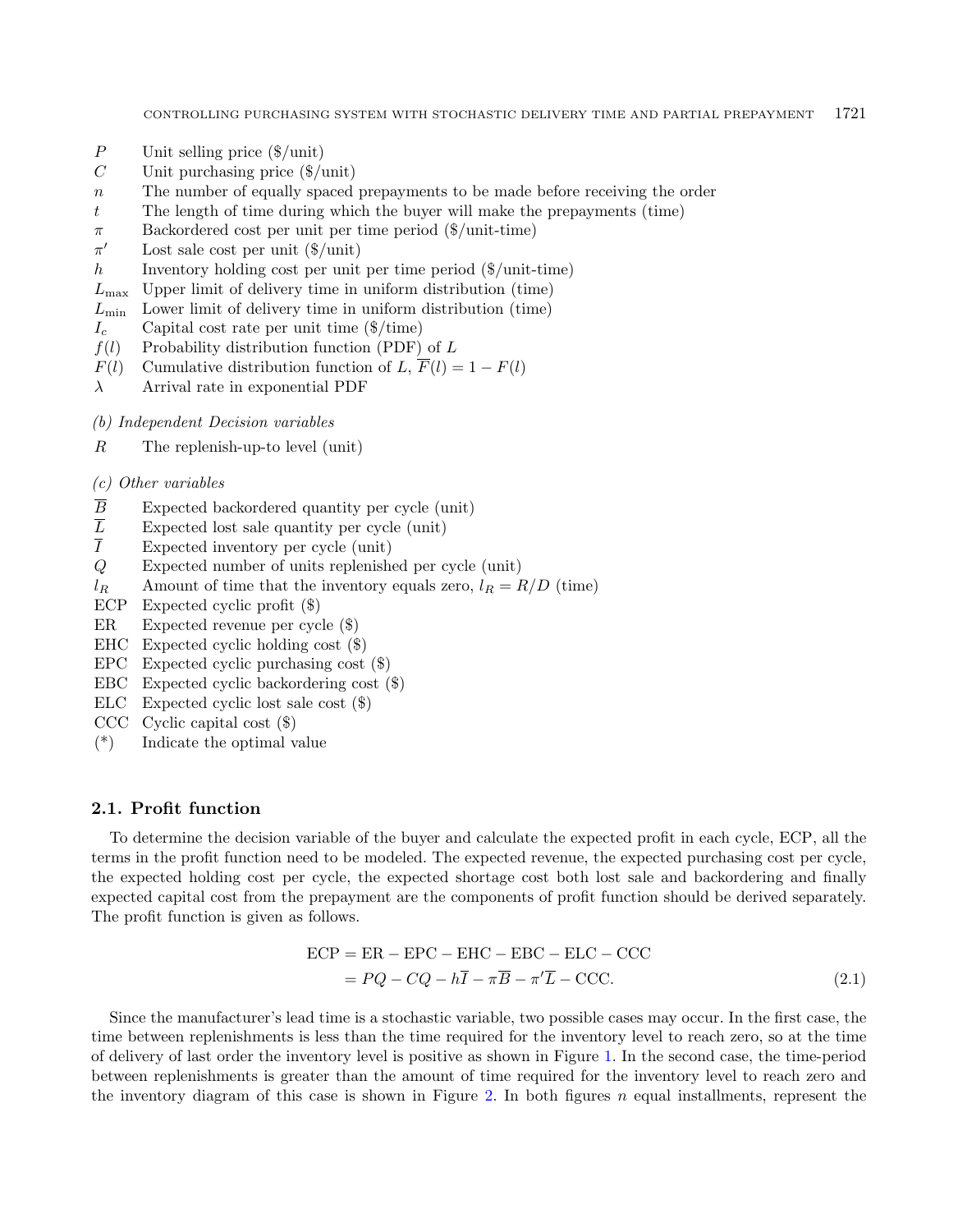| | |
|---|---|
| $P$ | Unit selling price (\$/unit) |
| $C$ | Unit purchasing price (\$/unit) |
| $n$ | The number of equally spaced prepayments to be made before receiving the order |
| $t$ | The length of time during which the buyer will make the prepayments (time) |
| $\pi$ | Backordered cost per unit per time period (\$/unit-time) |
| $\pi'$ | Lost sale cost per unit (\$/unit) |
| $h$ | Inventory holding cost per unit per time period (\$/unit-time) |
| $L_{\max}$ | Upper limit of delivery time in uniform distribution (time) |
| $L_{\min}$ | Lower limit of delivery time in uniform distribution (time) |
| $I_c$ | Capital cost rate per unit time (\$/time) |
| $f(l)$ | Probability distribution function (PDF) of $L$ |
| $F(l)$ | Cumulative distribution function of $L$, $\overline{F}(l) = 1 - F(l)$ |
| $\lambda$ | Arrival rate in exponential PDF |

*(b) Independent Decision variables*

| | |
|---|---|
| $R$ | The replenish-up-to level (unit) |

*(c) Other variables*

| | |
|---|---|
| $\overline{B}$ | Expected backordered quantity per cycle (unit) |
| $\overline{L}$ | Expected lost sale quantity per cycle (unit) |
| $\overline{I}$ | Expected inventory per cycle (unit) |
| $Q$ | Expected number of units replenished per cycle (unit) |
| $l_R$ | Amount of time that the inventory equals zero, $l_R = R/D$ (time) |
| ECP | Expected cyclic profit (\$) |
| ER | Expected revenue per cycle (\$) |
| EHC | Expected cyclic holding cost (\$) |
| EPC | Expected cyclic purchasing cost (\$) |
| EBC | Expected cyclic backordering cost (\$) |
| ELC | Expected cyclic lost sale cost (\$) |
| CCC | Cyclic capital cost (\$) |
| (*) | Indicate the optimal value |

### 2.1. Profit function

To determine the decision variable of the buyer and calculate the expected profit in each cycle, ECP, all the terms in the profit function need to be modeled. The expected revenue, the expected purchasing cost per cycle, the expected holding cost per cycle, the expected shortage cost both lost sale and backordering and finally expected capital cost from the prepayment are the components of profit function should be derived separately. The profit function is given as follows.

$$\begin{aligned}\text{ECP} &= \text{ER} - \text{EPC} - \text{EHC} - \text{EBC} - \text{ELC} - \text{CCC} \\ &= PQ - CQ - h\overline{I} - \pi\overline{B} - \pi'\overline{L} - \text{CCC}.\end{aligned} \tag{2.1}$$

Since the manufacturer's lead time is a stochastic variable, two possible cases may occur. In the first case, the time between replenishments is less than the time required for the inventory level to reach zero, so at the time of delivery of last order the inventory level is positive as shown in Figure 1. In the second case, the time-period between replenishments is greater than the amount of time required for the inventory level to reach zero and the inventory diagram of this case is shown in Figure 2. In both figures $n$ equal installments, represent the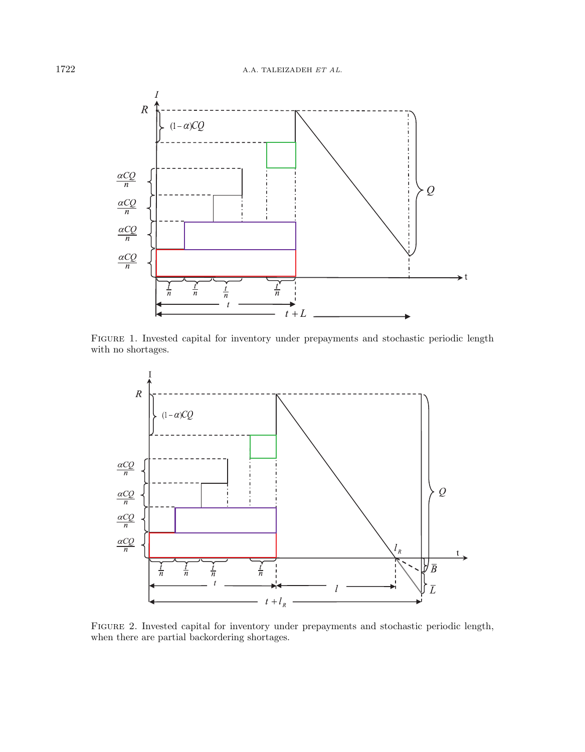Figure 1. Invested capital for inventory under prepayments and stochastic periodic length with no shortages.

Figure 2. Invested capital for inventory under prepayments and stochastic periodic length, when there are partial backordering shortages.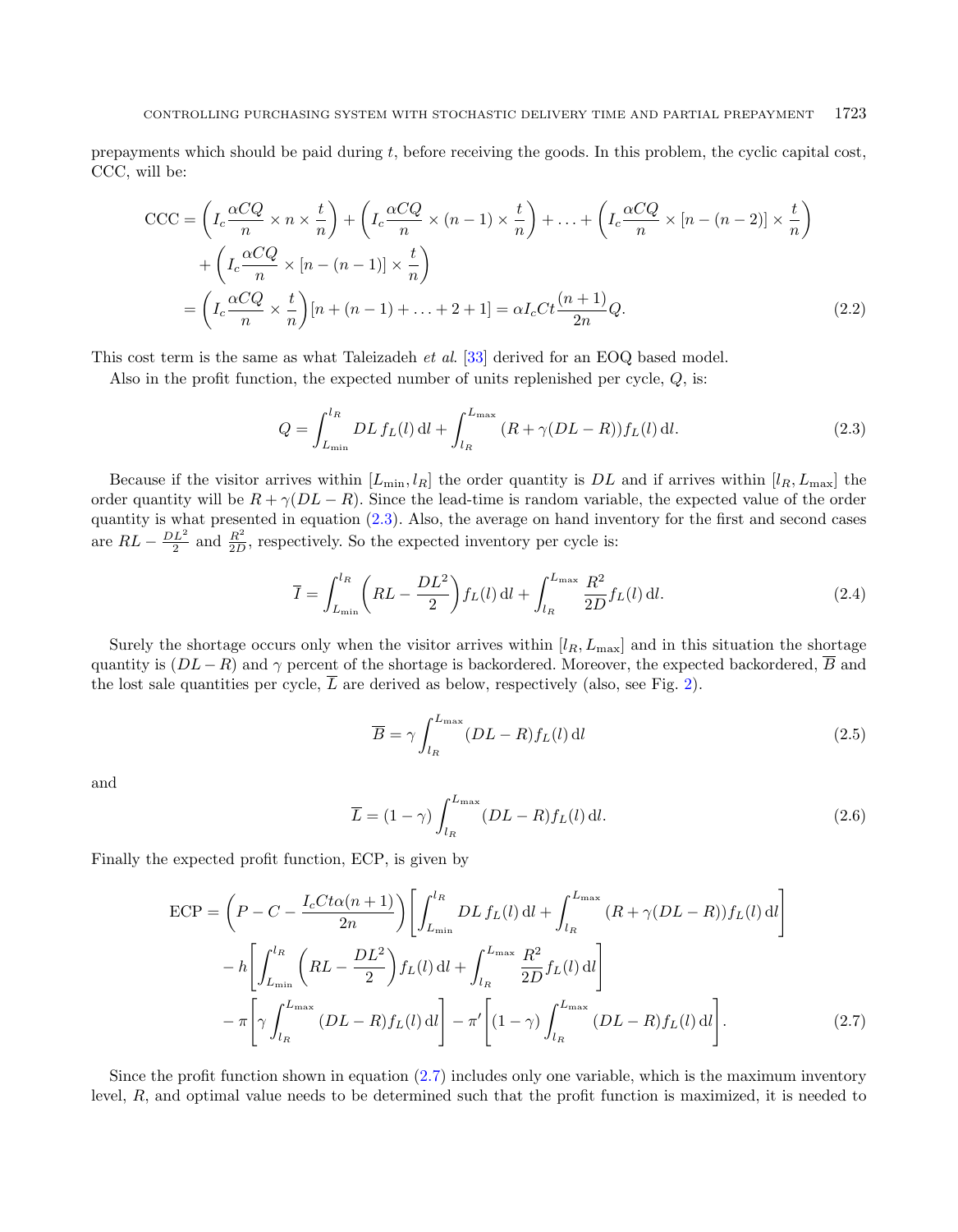prepayments which should be paid during $t$, before receiving the goods. In this problem, the cyclic capital cost, CCC, will be:

$$
\begin{aligned}
\mathrm{CCC} &= \left(I_c \frac{\alpha C Q}{n} \times n \times \frac{t}{n}\right) + \left(I_c \frac{\alpha C Q}{n} \times (n-1) \times \frac{t}{n}\right) + \ldots + \left(I_c \frac{\alpha C Q}{n} \times [n-(n-2)] \times \frac{t}{n}\right) \\
&\quad + \left(I_c \frac{\alpha C Q}{n} \times [n-(n-1)] \times \frac{t}{n}\right) \\
&= \left(I_c \frac{\alpha C Q}{n} \times \frac{t}{n}\right)[n + (n-1) + \ldots + 2 + 1] = \alpha I_c C t \frac{(n+1)}{2n} Q.
\end{aligned} \tag{2.2}
$$

This cost term is the same as what Taleizadeh *et al.* [33] derived for an EOQ based model.

Also in the profit function, the expected number of units replenished per cycle, $Q$, is:

$$
Q = \int_{L_{\min}}^{l_R} DL\, f_L(l)\,\mathrm{d}l + \int_{l_R}^{L_{\max}} (R + \gamma(DL - R)) f_L(l)\,\mathrm{d}l. \tag{2.3}
$$

Because if the visitor arrives within $[L_{\min}, l_R]$ the order quantity is $DL$ and if arrives within $[l_R, L_{\max}]$ the order quantity will be $R + \gamma(DL - R)$. Since the lead-time is random variable, the expected value of the order quantity is what presented in equation (2.3). Also, the average on hand inventory for the first and second cases are $RL - \frac{DL^2}{2}$ and $\frac{R^2}{2D}$, respectively. So the expected inventory per cycle is:

$$
\overline{I} = \int_{L_{\min}}^{l_R} \left(RL - \frac{DL^2}{2}\right) f_L(l)\,\mathrm{d}l + \int_{l_R}^{L_{\max}} \frac{R^2}{2D} f_L(l)\,\mathrm{d}l. \tag{2.4}
$$

Surely the shortage occurs only when the visitor arrives within $[l_R, L_{\max}]$ and in this situation the shortage quantity is $(DL - R)$ and $\gamma$ percent of the shortage is backordered. Moreover, the expected backordered, $\overline{B}$ and the lost sale quantities per cycle, $\overline{L}$ are derived as below, respectively (also, see Fig. 2).

$$
\overline{B} = \gamma \int_{l_R}^{L_{\max}} (DL - R) f_L(l)\,\mathrm{d}l \tag{2.5}
$$

and

$$
\overline{L} = (1-\gamma) \int_{l_R}^{L_{\max}} (DL - R) f_L(l)\,\mathrm{d}l. \tag{2.6}
$$

Finally the expected profit function, ECP, is given by

$$
\begin{aligned}
\mathrm{ECP} &= \left(P - C - \frac{I_c C t \alpha (n+1)}{2n}\right)\left[\int_{L_{\min}}^{l_R} DL\, f_L(l)\,\mathrm{d}l + \int_{l_R}^{L_{\max}} (R + \gamma(DL - R)) f_L(l)\,\mathrm{d}l\right] \\
&\quad - h\left[\int_{L_{\min}}^{l_R} \left(RL - \frac{DL^2}{2}\right) f_L(l)\,\mathrm{d}l + \int_{l_R}^{L_{\max}} \frac{R^2}{2D} f_L(l)\,\mathrm{d}l\right] \\
&\quad - \pi\left[\gamma \int_{l_R}^{L_{\max}} (DL - R) f_L(l)\,\mathrm{d}l\right] - \pi'\left[(1-\gamma) \int_{l_R}^{L_{\max}} (DL - R) f_L(l)\,\mathrm{d}l\right].
\end{aligned} \tag{2.7}
$$

Since the profit function shown in equation (2.7) includes only one variable, which is the maximum inventory level, $R$, and optimal value needs to be determined such that the profit function is maximized, it is needed to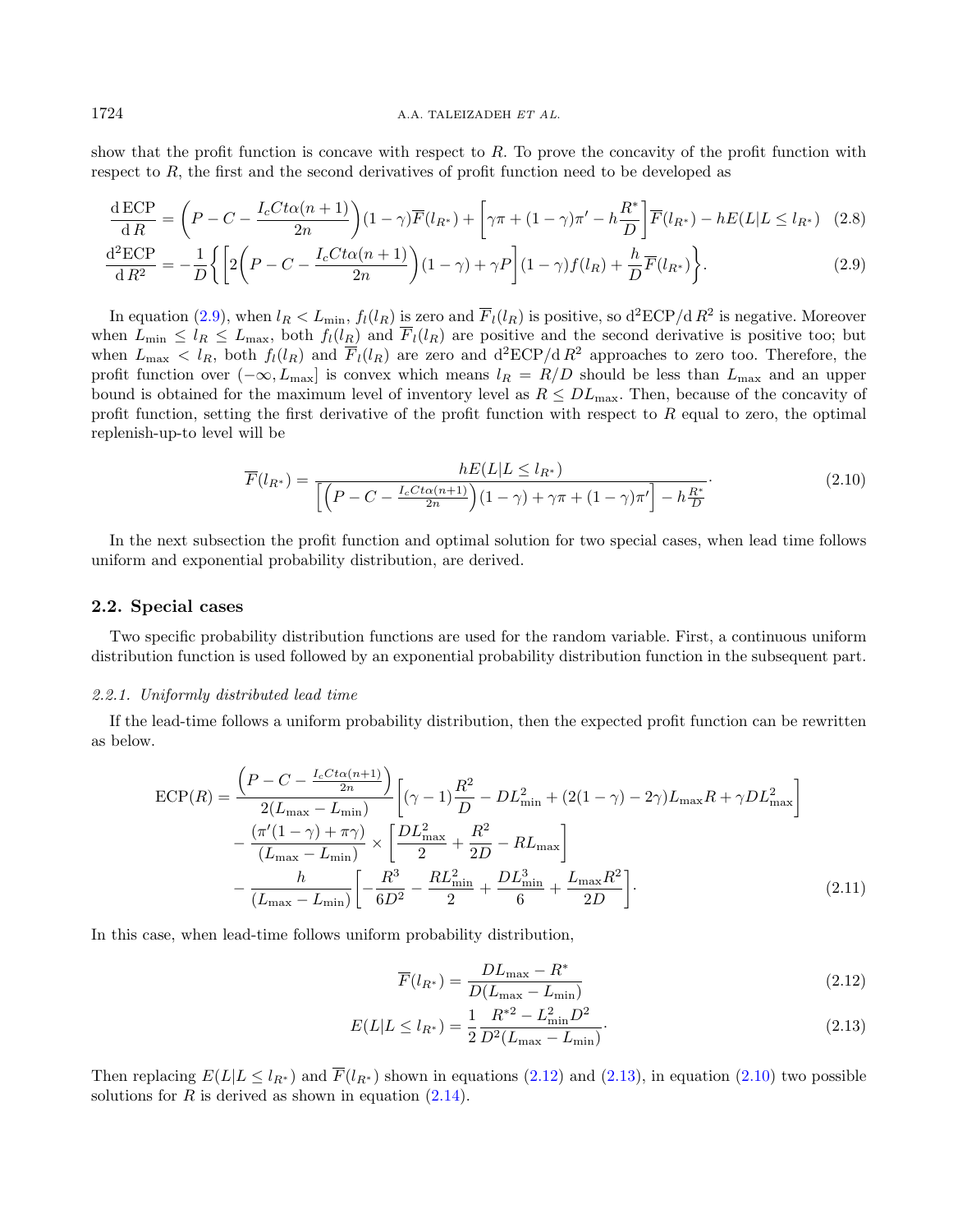show that the profit function is concave with respect to $R$. To prove the concavity of the profit function with respect to $R$, the first and the second derivatives of profit function need to be developed as

$$\frac{\mathrm{d}\,\mathrm{ECP}}{\mathrm{d}\,R} = \left(P - C - \frac{I_c C t\alpha(n+1)}{2n}\right)(1-\gamma)\overline{F}(l_{R^*}) + \left[\gamma\pi + (1-\gamma)\pi' - h\frac{R^*}{D}\right]\overline{F}(l_{R^*}) - hE(L|L \le l_{R^*}) \quad (2.8)$$

$$\frac{\mathrm{d}^2\mathrm{ECP}}{\mathrm{d}\,R^2} = -\frac{1}{D}\left\{\left[2\left(P - C - \frac{I_c C t\alpha(n+1)}{2n}\right)(1-\gamma) + \gamma P\right](1-\gamma)f(l_R) + \frac{h}{D}\overline{F}(l_{R^*})\right\}. \quad (2.9)$$

In equation (2.9), when $l_R < L_{\min}$, $f_l(l_R)$ is zero and $\overline{F}_l(l_R)$ is positive, so $\mathrm{d}^2\mathrm{ECP}/\mathrm{d}\,R^2$ is negative. Moreover when $L_{\min} \le l_R \le L_{\max}$, both $f_l(l_R)$ and $\overline{F}_l(l_R)$ are positive and the second derivative is positive too; but when $L_{\max} < l_R$, both $f_l(l_R)$ and $\overline{F}_l(l_R)$ are zero and $\mathrm{d}^2\mathrm{ECP}/\mathrm{d}\,R^2$ approaches to zero too. Therefore, the profit function over $(-\infty, L_{\max}]$ is convex which means $l_R = R/D$ should be less than $L_{\max}$ and an upper bound is obtained for the maximum level of inventory level as $R \le DL_{\max}$. Then, because of the concavity of profit function, setting the first derivative of the profit function with respect to $R$ equal to zero, the optimal replenish-up-to level will be

$$\overline{F}(l_{R^*}) = \frac{hE(L|L \le l_{R^*})}{\left[\left(P - C - \frac{I_c C t\alpha(n+1)}{2n}\right)(1-\gamma) + \gamma\pi + (1-\gamma)\pi'\right] - h\frac{R^*}{D}}. \quad (2.10)$$

In the next subsection the profit function and optimal solution for two special cases, when lead time follows uniform and exponential probability distribution, are derived.

## 2.2. Special cases

Two specific probability distribution functions are used for the random variable. First, a continuous uniform distribution function is used followed by an exponential probability distribution function in the subsequent part.

### *2.2.1. Uniformly distributed lead time*

If the lead-time follows a uniform probability distribution, then the expected profit function can be rewritten as below.

$$\begin{aligned}\mathrm{ECP}(R) = {} & \frac{\left(P - C - \frac{I_c C t\alpha(n+1)}{2n}\right)}{2(L_{\max} - L_{\min})}\left[(\gamma - 1)\frac{R^2}{D} - DL_{\min}^2 + (2(1-\gamma) - 2\gamma)L_{\max}R + \gamma DL_{\max}^2\right] \\ & - \frac{(\pi'(1-\gamma) + \pi\gamma)}{(L_{\max} - L_{\min})} \times \left[\frac{DL_{\max}^2}{2} + \frac{R^2}{2D} - RL_{\max}\right] \\ & - \frac{h}{(L_{\max} - L_{\min})}\left[-\frac{R^3}{6D^2} - \frac{RL_{\min}^2}{2} + \frac{DL_{\min}^3}{6} + \frac{L_{\max}R^2}{2D}\right]. \end{aligned} \quad (2.11)$$

In this case, when lead-time follows uniform probability distribution,

$$\overline{F}(l_{R^*}) = \frac{DL_{\max} - R^*}{D(L_{\max} - L_{\min})} \quad (2.12)$$

$$E(L|L \le l_{R^*}) = \frac{1}{2}\frac{R^{*2} - L_{\min}^2 D^2}{D^2(L_{\max} - L_{\min})}. \quad (2.13)$$

Then replacing $E(L|L \le l_{R^*})$ and $\overline{F}(l_{R^*})$ shown in equations (2.12) and (2.13), in equation (2.10) two possible solutions for $R$ is derived as shown in equation (2.14).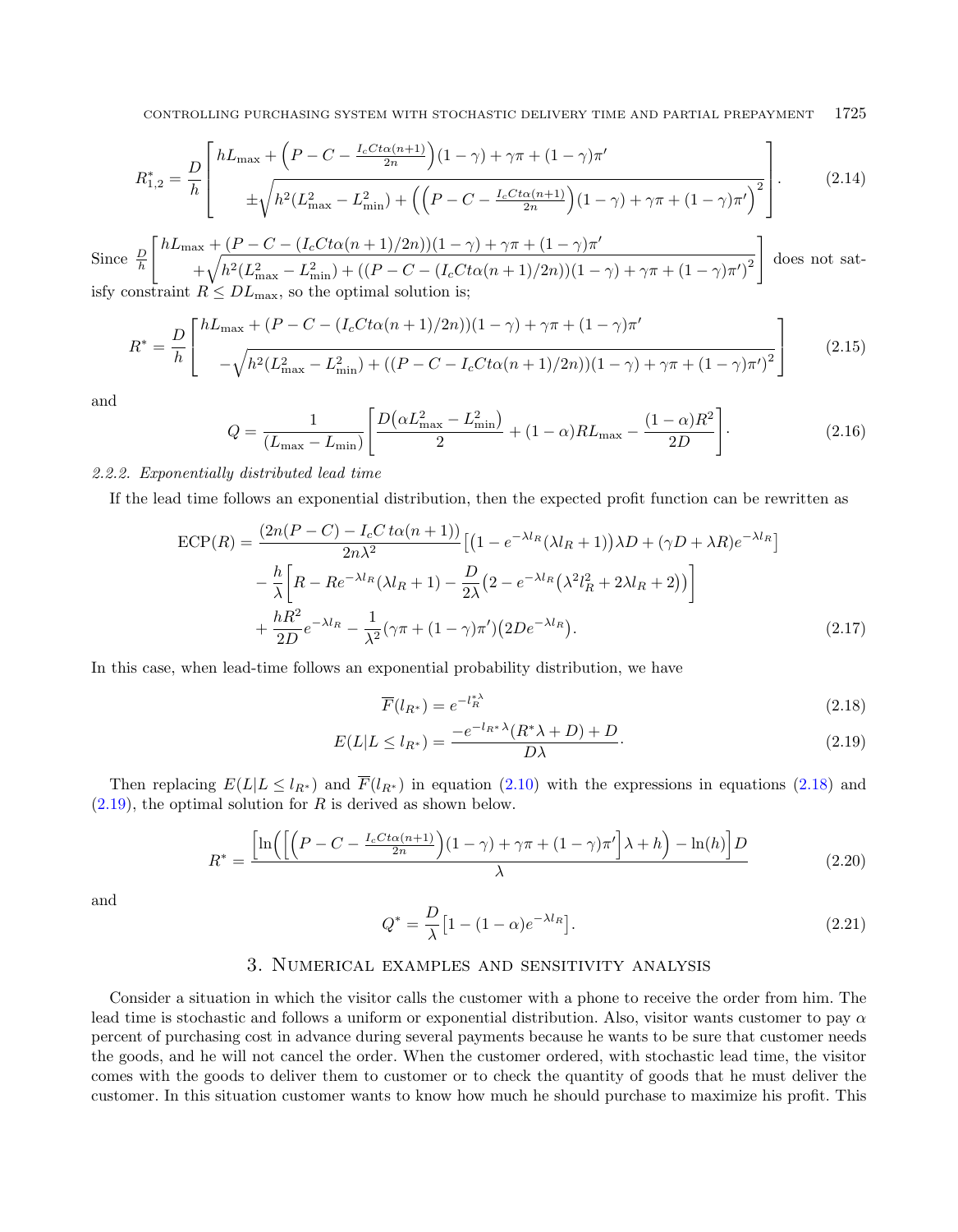$$R^*_{1,2} = \frac{D}{h}\left[\begin{array}{l} hL_{\max} + \left(P - C - \frac{I_c C t\alpha(n+1)}{2n}\right)(1-\gamma) + \gamma\pi + (1-\gamma)\pi' \\ \pm\sqrt{h^2(L^2_{\max} - L^2_{\min}) + \left(\left(P - C - \frac{I_c C t\alpha(n+1)}{2n}\right)(1-\gamma) + \gamma\pi + (1-\gamma)\pi'\right)^2} \end{array}\right]. \tag{2.14}$$

Since $\frac{D}{h}\left[\begin{array}{l} hL_{\max} + (P - C - (I_c C t\alpha(n+1)/2n))(1-\gamma) + \gamma\pi + (1-\gamma)\pi' \\ +\sqrt{h^2(L^2_{\max} - L^2_{\min}) + ((P - C - (I_c C t\alpha(n+1)/2n))(1-\gamma) + \gamma\pi + (1-\gamma)\pi')^2} \end{array}\right]$ does not satisfy constraint $R \leq DL_{\max}$, so the optimal solution is;

$$R^* = \frac{D}{h}\left[\begin{array}{l} hL_{\max} + (P - C - (I_c C t\alpha(n+1)/2n))(1-\gamma) + \gamma\pi + (1-\gamma)\pi' \\ -\sqrt{h^2(L^2_{\max} - L^2_{\min}) + ((P - C - I_c C t\alpha(n+1)/2n))(1-\gamma) + \gamma\pi + (1-\gamma)\pi')^2} \end{array}\right] \tag{2.15}$$

and

$$Q = \frac{1}{(L_{\max} - L_{\min})}\left[\frac{D\left(\alpha L^2_{\max} - L^2_{\min}\right)}{2} + (1-\alpha)RL_{\max} - \frac{(1-\alpha)R^2}{2D}\right]. \tag{2.16}$$

*2.2.2. Exponentially distributed lead time*

If the lead time follows an exponential distribution, then the expected profit function can be rewritten as

$$\begin{aligned} \mathrm{ECP}(R) = {} & \frac{(2n(P-C) - I_c C\, t\alpha(n+1))}{2n\lambda^2}\left[\left(1 - e^{-\lambda l_R}(\lambda l_R + 1)\right)\lambda D + (\gamma D + \lambda R)e^{-\lambda l_R}\right] \\ & - \frac{h}{\lambda}\left[R - Re^{-\lambda l_R}(\lambda l_R + 1) - \frac{D}{2\lambda}\left(2 - e^{-\lambda l_R}\left(\lambda^2 l_R^2 + 2\lambda l_R + 2\right)\right)\right] \\ & + \frac{hR^2}{2D}e^{-\lambda l_R} - \frac{1}{\lambda^2}(\gamma\pi + (1-\gamma)\pi')\left(2De^{-\lambda l_R}\right). \end{aligned} \tag{2.17}$$

In this case, when lead-time follows an exponential probability distribution, we have

$$\overline{F}(l_{R^*}) = e^{-l_R^{*\lambda}} \tag{2.18}$$

$$E(L|L \leq l_{R^*}) = \frac{-e^{-l_{R^*}\lambda}(R^*\lambda + D) + D}{D\lambda}. \tag{2.19}$$

Then replacing $E(L|L \leq l_{R^*})$ and $\overline{F}(l_{R^*})$ in equation (2.10) with the expressions in equations (2.18) and (2.19), the optimal solution for $R$ is derived as shown below.

$$R^* = \frac{\left[\ln\left(\left[\left(P - C - \frac{I_c C t\alpha(n+1)}{2n}\right)(1-\gamma) + \gamma\pi + (1-\gamma)\pi'\right]\lambda + h\right) - \ln(h)\right]D}{\lambda} \tag{2.20}$$

and

$$Q^* = \frac{D}{\lambda}\left[1 - (1-\alpha)e^{-\lambda l_R}\right]. \tag{2.21}$$

# 3. Numerical examples and sensitivity analysis

Consider a situation in which the visitor calls the customer with a phone to receive the order from him. The lead time is stochastic and follows a uniform or exponential distribution. Also, visitor wants customer to pay $\alpha$ percent of purchasing cost in advance during several payments because he wants to be sure that customer needs the goods, and he will not cancel the order. When the customer ordered, with stochastic lead time, the visitor comes with the goods to deliver them to customer or to check the quantity of goods that he must deliver the customer. In this situation customer wants to know how much he should purchase to maximize his profit. This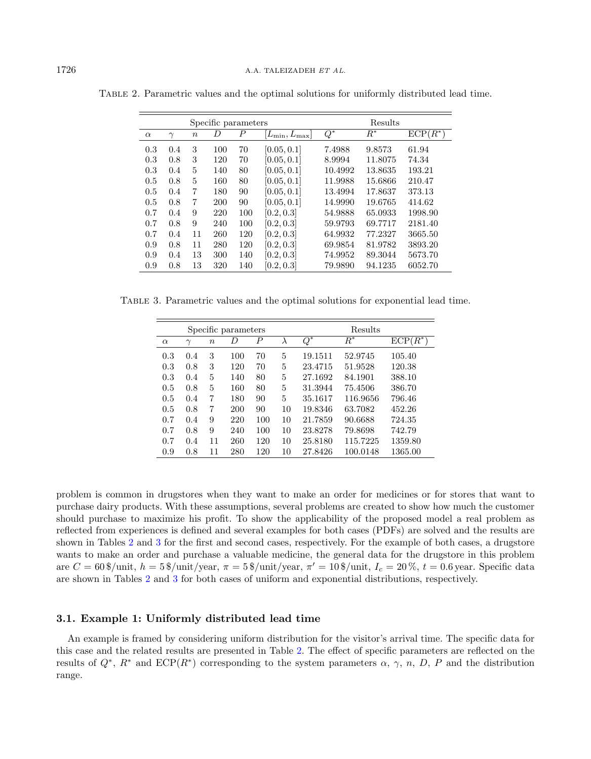Table 2. Parametric values and the optimal solutions for uniformly distributed lead time.

| Specific parameters | | | | | | Results | | |
|---|---|---|---|---|---|---|---|---|
| $\alpha$ | $\gamma$ | $n$ | $D$ | $P$ | $[L_{\min}, L_{\max}]$ | $Q^*$ | $R^*$ | $\mathrm{ECP}(R^*)$ |
| 0.3 | 0.4 | 3 | 100 | 70 | $[0.05, 0.1]$ | 7.4988 | 9.8573 | 61.94 |
| 0.3 | 0.8 | 3 | 120 | 70 | $[0.05, 0.1]$ | 8.9994 | 11.8075 | 74.34 |
| 0.3 | 0.4 | 5 | 140 | 80 | $[0.05, 0.1]$ | 10.4992 | 13.8635 | 193.21 |
| 0.5 | 0.8 | 5 | 160 | 80 | $[0.05, 0.1]$ | 11.9988 | 15.6866 | 210.47 |
| 0.5 | 0.4 | 7 | 180 | 90 | $[0.05, 0.1]$ | 13.4994 | 17.8637 | 373.13 |
| 0.5 | 0.8 | 7 | 200 | 90 | $[0.05, 0.1]$ | 14.9990 | 19.6765 | 414.62 |
| 0.7 | 0.4 | 9 | 220 | 100 | $[0.2, 0.3]$ | 54.9888 | 65.0933 | 1998.90 |
| 0.7 | 0.8 | 9 | 240 | 100 | $[0.2, 0.3]$ | 59.9793 | 69.7717 | 2181.40 |
| 0.7 | 0.4 | 11 | 260 | 120 | $[0.2, 0.3]$ | 64.9932 | 77.2327 | 3665.50 |
| 0.9 | 0.8 | 11 | 280 | 120 | $[0.2, 0.3]$ | 69.9854 | 81.9782 | 3893.20 |
| 0.9 | 0.4 | 13 | 300 | 140 | $[0.2, 0.3]$ | 74.9952 | 89.3044 | 5673.70 |
| 0.9 | 0.8 | 13 | 320 | 140 | $[0.2, 0.3]$ | 79.9890 | 94.1235 | 6052.70 |

Table 3. Parametric values and the optimal solutions for exponential lead time.

| Specific parameters | | | | | | Results | | |
|---|---|---|---|---|---|---|---|---|
| $\alpha$ | $\gamma$ | $n$ | $D$ | $P$ | $\lambda$ | $Q^*$ | $R^*$ | $\mathrm{ECP}(R^*)$ |
| 0.3 | 0.4 | 3 | 100 | 70 | 5 | 19.1511 | 52.9745 | 105.40 |
| 0.3 | 0.8 | 3 | 120 | 70 | 5 | 23.4715 | 51.9528 | 120.38 |
| 0.3 | 0.4 | 5 | 140 | 80 | 5 | 27.1692 | 84.1901 | 388.10 |
| 0.5 | 0.8 | 5 | 160 | 80 | 5 | 31.3944 | 75.4506 | 386.70 |
| 0.5 | 0.4 | 7 | 180 | 90 | 5 | 35.1617 | 116.9656 | 796.46 |
| 0.5 | 0.8 | 7 | 200 | 90 | 10 | 19.8346 | 63.7082 | 452.26 |
| 0.7 | 0.4 | 9 | 220 | 100 | 10 | 21.7859 | 90.6688 | 724.35 |
| 0.7 | 0.8 | 9 | 240 | 100 | 10 | 23.8278 | 79.8698 | 742.79 |
| 0.7 | 0.4 | 11 | 260 | 120 | 10 | 25.8180 | 115.7225 | 1359.80 |
| 0.9 | 0.8 | 11 | 280 | 120 | 10 | 27.8426 | 100.0148 | 1365.00 |

problem is common in drugstores when they want to make an order for medicines or for stores that want to purchase dairy products. With these assumptions, several problems are created to show how much the customer should purchase to maximize his profit. To show the applicability of the proposed model a real problem as reflected from experiences is defined and several examples for both cases (PDFs) are solved and the results are shown in Tables 2 and 3 for the first and second cases, respectively. For the example of both cases, a drugstore wants to make an order and purchase a valuable medicine, the general data for the drugstore in this problem are $C = 60\,\$/\text{unit}$, $h = 5\,\$/\text{unit/year}$, $\pi = 5\,\$/\text{unit/year}$, $\pi' = 10\,\$/\text{unit}$, $I_c = 20\,\%$, $t = 0.6\,\text{year}$. Specific data are shown in Tables 2 and 3 for both cases of uniform and exponential distributions, respectively.

### 3.1. Example 1: Uniformly distributed lead time

An example is framed by considering uniform distribution for the visitor's arrival time. The specific data for this case and the related results are presented in Table 2. The effect of specific parameters are reflected on the results of $Q^*$, $R^*$ and $\mathrm{ECP}(R^*)$ corresponding to the system parameters $\alpha$, $\gamma$, $n$, $D$, $P$ and the distribution range.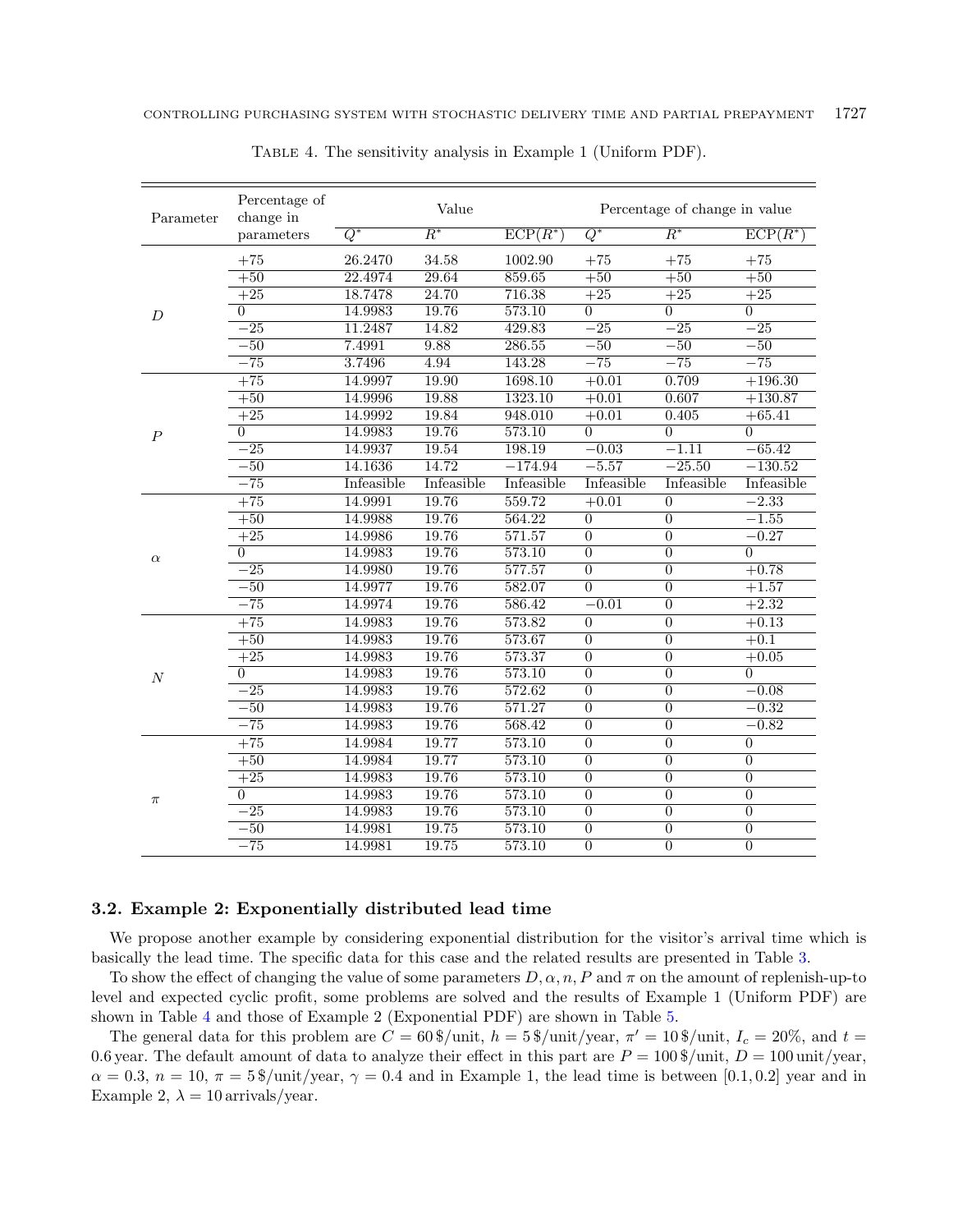Table 4. The sensitivity analysis in Example 1 (Uniform PDF).

| Parameter | Percentage of change in parameters | Value | | | Percentage of change in value | | |
|---|---|---|---|---|---|---|---|
| | | $Q^*$ | $R^*$ | $\text{ECP}(R^*)$ | $Q^*$ | $R^*$ | $\text{ECP}(R^*)$ |
| $D$ | +75 | 26.2470 | 34.58 | 1002.90 | +75 | +75 | +75 |
| | +50 | 22.4974 | 29.64 | 859.65 | +50 | +50 | +50 |
| | +25 | 18.7478 | 24.70 | 716.38 | +25 | +25 | +25 |
| | 0 | 14.9983 | 19.76 | 573.10 | 0 | 0 | 0 |
| | −25 | 11.2487 | 14.82 | 429.83 | −25 | −25 | −25 |
| | −50 | 7.4991 | 9.88 | 286.55 | −50 | −50 | −50 |
| | −75 | 3.7496 | 4.94 | 143.28 | −75 | −75 | −75 |
| $P$ | +75 | 14.9997 | 19.90 | 1698.10 | +0.01 | 0.709 | +196.30 |
| | +50 | 14.9996 | 19.88 | 1323.10 | +0.01 | 0.607 | +130.87 |
| | +25 | 14.9992 | 19.84 | 948.010 | +0.01 | 0.405 | +65.41 |
| | 0 | 14.9983 | 19.76 | 573.10 | 0 | 0 | 0 |
| | −25 | 14.9937 | 19.54 | 198.19 | −0.03 | −1.11 | −65.42 |
| | −50 | 14.1636 | 14.72 | −174.94 | −5.57 | −25.50 | −130.52 |
| | −75 | Infeasible | Infeasible | Infeasible | Infeasible | Infeasible | Infeasible |
| $\alpha$ | +75 | 14.9991 | 19.76 | 559.72 | +0.01 | 0 | −2.33 |
| | +50 | 14.9988 | 19.76 | 564.22 | 0 | 0 | −1.55 |
| | +25 | 14.9986 | 19.76 | 571.57 | 0 | 0 | −0.27 |
| | 0 | 14.9983 | 19.76 | 573.10 | 0 | 0 | 0 |
| | −25 | 14.9980 | 19.76 | 577.57 | 0 | 0 | +0.78 |
| | −50 | 14.9977 | 19.76 | 582.07 | 0 | 0 | +1.57 |
| | −75 | 14.9974 | 19.76 | 586.42 | −0.01 | 0 | +2.32 |
| $N$ | +75 | 14.9983 | 19.76 | 573.82 | 0 | 0 | +0.13 |
| | +50 | 14.9983 | 19.76 | 573.67 | 0 | 0 | +0.1 |
| | +25 | 14.9983 | 19.76 | 573.37 | 0 | 0 | +0.05 |
| | 0 | 14.9983 | 19.76 | 573.10 | 0 | 0 | 0 |
| | −25 | 14.9983 | 19.76 | 572.62 | 0 | 0 | −0.08 |
| | −50 | 14.9983 | 19.76 | 571.27 | 0 | 0 | −0.32 |
| | −75 | 14.9983 | 19.76 | 568.42 | 0 | 0 | −0.82 |
| $\pi$ | +75 | 14.9984 | 19.77 | 573.10 | 0 | 0 | 0 |
| | +50 | 14.9984 | 19.77 | 573.10 | 0 | 0 | 0 |
| | +25 | 14.9983 | 19.76 | 573.10 | 0 | 0 | 0 |
| | 0 | 14.9983 | 19.76 | 573.10 | 0 | 0 | 0 |
| | −25 | 14.9983 | 19.76 | 573.10 | 0 | 0 | 0 |
| | −50 | 14.9981 | 19.75 | 573.10 | 0 | 0 | 0 |
| | −75 | 14.9981 | 19.75 | 573.10 | 0 | 0 | 0 |

### 3.2. Example 2: Exponentially distributed lead time

We propose another example by considering exponential distribution for the visitor's arrival time which is basically the lead time. The specific data for this case and the related results are presented in Table 3.

To show the effect of changing the value of some parameters $D, \alpha, n, P$ and $\pi$ on the amount of replenish-up-to level and expected cyclic profit, some problems are solved and the results of Example 1 (Uniform PDF) are shown in Table 4 and those of Example 2 (Exponential PDF) are shown in Table 5.

The general data for this problem are $C = 60\,\$/\text{unit}$, $h = 5\,\$/\text{unit/year}$, $\pi' = 10\,\$/\text{unit}$, $I_c = 20\%$, and $t = 0.6\,\text{year}$. The default amount of data to analyze their effect in this part are $P = 100\,\$/\text{unit}$, $D = 100\,\text{unit/year}$, $\alpha = 0.3$, $n = 10$, $\pi = 5\,\$/\text{unit/year}$, $\gamma = 0.4$ and in Example 1, the lead time is between $[0.1, 0.2]$ year and in Example 2, $\lambda = 10\,\text{arrivals/year}$.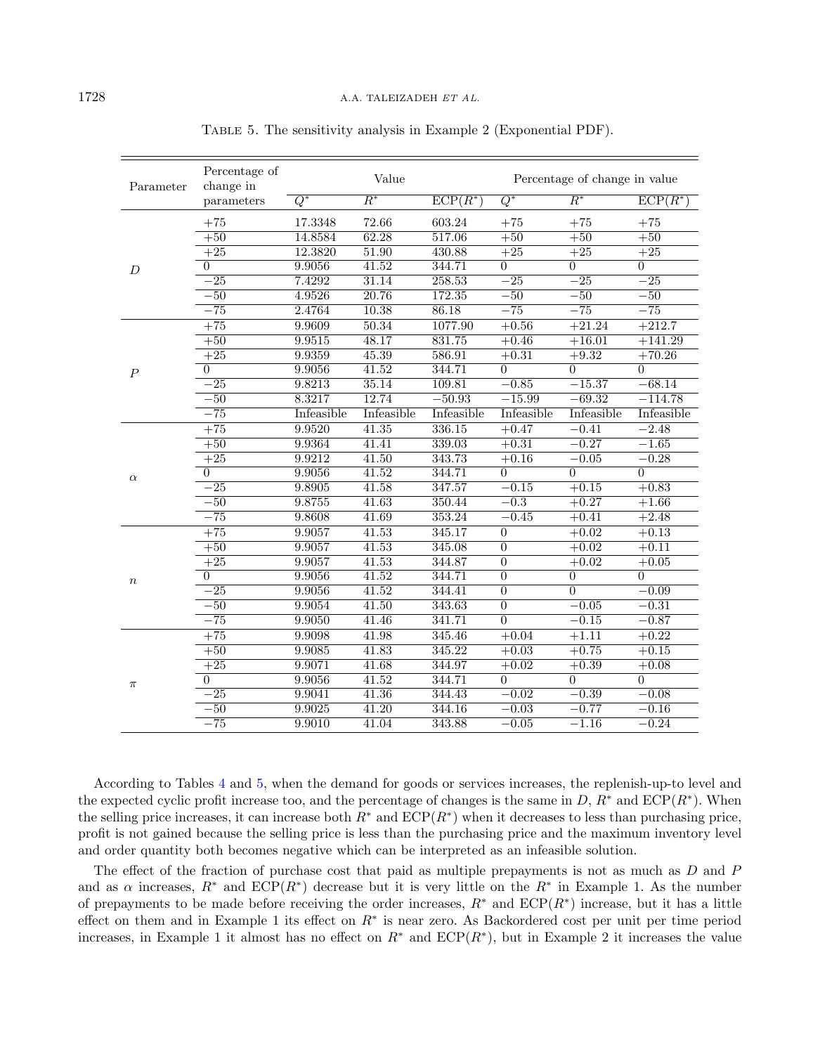Table 5. The sensitivity analysis in Example 2 (Exponential PDF).

| Parameter | Percentage of change in parameters | Value | | | Percentage of change in value | | |
|---|---|---|---|---|---|---|---|
| | | $Q^*$ | $R^*$ | $\mathrm{ECP}(R^*)$ | $Q^*$ | $R^*$ | $\mathrm{ECP}(R^*)$ |
| $D$ | +75 | 17.3348 | 72.66 | 603.24 | +75 | +75 | +75 |
| | +50 | 14.8584 | 62.28 | 517.06 | +50 | +50 | +50 |
| | +25 | 12.3820 | 51.90 | 430.88 | +25 | +25 | +25 |
| | 0 | 9.9056 | 41.52 | 344.71 | 0 | 0 | 0 |
| | −25 | 7.4292 | 31.14 | 258.53 | −25 | −25 | −25 |
| | −50 | 4.9526 | 20.76 | 172.35 | −50 | −50 | −50 |
| | −75 | 2.4764 | 10.38 | 86.18 | −75 | −75 | −75 |
| $P$ | +75 | 9.9609 | 50.34 | 1077.90 | +0.56 | +21.24 | +212.7 |
| | +50 | 9.9515 | 48.17 | 831.75 | +0.46 | +16.01 | +141.29 |
| | +25 | 9.9359 | 45.39 | 586.91 | +0.31 | +9.32 | +70.26 |
| | 0 | 9.9056 | 41.52 | 344.71 | 0 | 0 | 0 |
| | −25 | 9.8213 | 35.14 | 109.81 | −0.85 | −15.37 | −68.14 |
| | −50 | 8.3217 | 12.74 | −50.93 | −15.99 | −69.32 | −114.78 |
| | −75 | Infeasible | Infeasible | Infeasible | Infeasible | Infeasible | Infeasible |
| $\alpha$ | +75 | 9.9520 | 41.35 | 336.15 | +0.47 | −0.41 | −2.48 |
| | +50 | 9.9364 | 41.41 | 339.03 | +0.31 | −0.27 | −1.65 |
| | +25 | 9.9212 | 41.50 | 343.73 | +0.16 | −0.05 | −0.28 |
| | 0 | 9.9056 | 41.52 | 344.71 | 0 | 0 | 0 |
| | −25 | 9.8905 | 41.58 | 347.57 | −0.15 | +0.15 | +0.83 |
| | −50 | 9.8755 | 41.63 | 350.44 | −0.3 | +0.27 | +1.66 |
| | −75 | 9.8608 | 41.69 | 353.24 | −0.45 | +0.41 | +2.48 |
| $n$ | +75 | 9.9057 | 41.53 | 345.17 | 0 | +0.02 | +0.13 |
| | +50 | 9.9057 | 41.53 | 345.08 | 0 | +0.02 | +0.11 |
| | +25 | 9.9057 | 41.53 | 344.87 | 0 | +0.02 | +0.05 |
| | 0 | 9.9056 | 41.52 | 344.71 | 0 | 0 | 0 |
| | −25 | 9.9056 | 41.52 | 344.41 | 0 | 0 | −0.09 |
| | −50 | 9.9054 | 41.50 | 343.63 | 0 | −0.05 | −0.31 |
| | −75 | 9.9050 | 41.46 | 341.71 | 0 | −0.15 | −0.87 |
| $\pi$ | +75 | 9.9098 | 41.98 | 345.46 | +0.04 | +1.11 | +0.22 |
| | +50 | 9.9085 | 41.83 | 345.22 | +0.03 | +0.75 | +0.15 |
| | +25 | 9.9071 | 41.68 | 344.97 | +0.02 | +0.39 | +0.08 |
| | 0 | 9.9056 | 41.52 | 344.71 | 0 | 0 | 0 |
| | −25 | 9.9041 | 41.36 | 344.43 | −0.02 | −0.39 | −0.08 |
| | −50 | 9.9025 | 41.20 | 344.16 | −0.03 | −0.77 | −0.16 |
| | −75 | 9.9010 | 41.04 | 343.88 | −0.05 | −1.16 | −0.24 |

According to Tables 4 and 5, when the demand for goods or services increases, the replenish-up-to level and the expected cyclic profit increase too, and the percentage of changes is the same in $D$, $R^*$ and $\mathrm{ECP}(R^*)$. When the selling price increases, it can increase both $R^*$ and $\mathrm{ECP}(R^*)$ when it decreases to less than purchasing price, profit is not gained because the selling price is less than the purchasing price and the maximum inventory level and order quantity both becomes negative which can be interpreted as an infeasible solution.

The effect of the fraction of purchase cost that paid as multiple prepayments is not as much as $D$ and $P$ and as $\alpha$ increases, $R^*$ and $\mathrm{ECP}(R^*)$ decrease but it is very little on the $R^*$ in Example 1. As the number of prepayments to be made before receiving the order increases, $R^*$ and $\mathrm{ECP}(R^*)$ increase, but it has a little effect on them and in Example 1 its effect on $R^*$ is near zero. As Backordered cost per unit per time period increases, in Example 1 it almost has no effect on $R^*$ and $\mathrm{ECP}(R^*)$, but in Example 2 it increases the value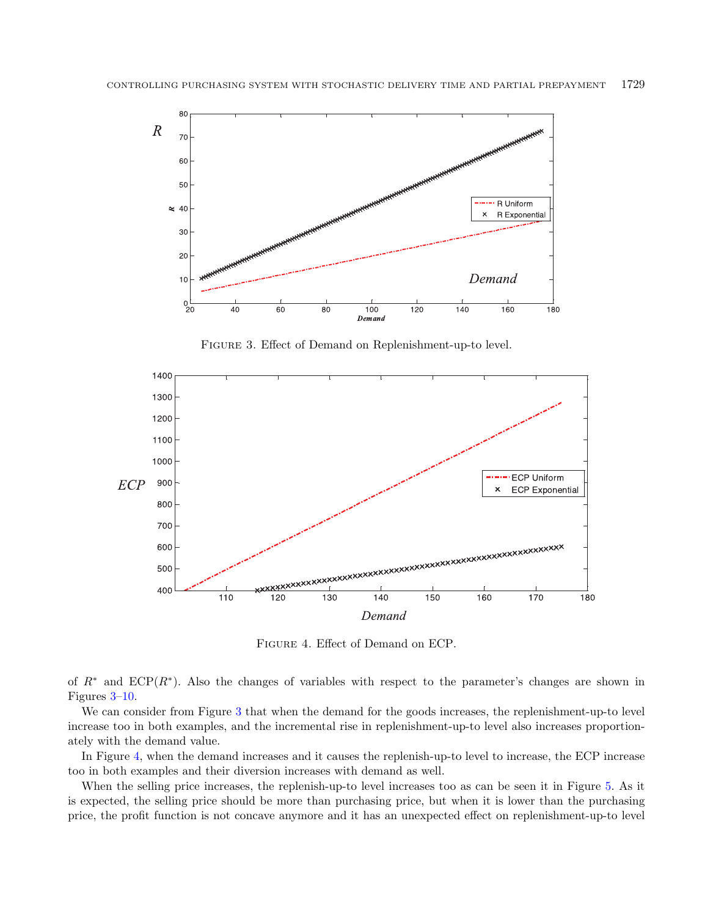Figure 3. Effect of Demand on Replenishment-up-to level.

Figure 4. Effect of Demand on ECP.

of $R^*$ and $\text{ECP}(R^*)$. Also the changes of variables with respect to the parameter's changes are shown in Figures 3–10.

We can consider from Figure 3 that when the demand for the goods increases, the replenishment-up-to level increase too in both examples, and the incremental rise in replenishment-up-to level also increases proportionately with the demand value.

In Figure 4, when the demand increases and it causes the replenish-up-to level to increase, the ECP increase too in both examples and their diversion increases with demand as well.

When the selling price increases, the replenish-up-to level increases too as can be seen it in Figure 5. As it is expected, the selling price should be more than purchasing price, but when it is lower than the purchasing price, the profit function is not concave anymore and it has an unexpected effect on replenishment-up-to level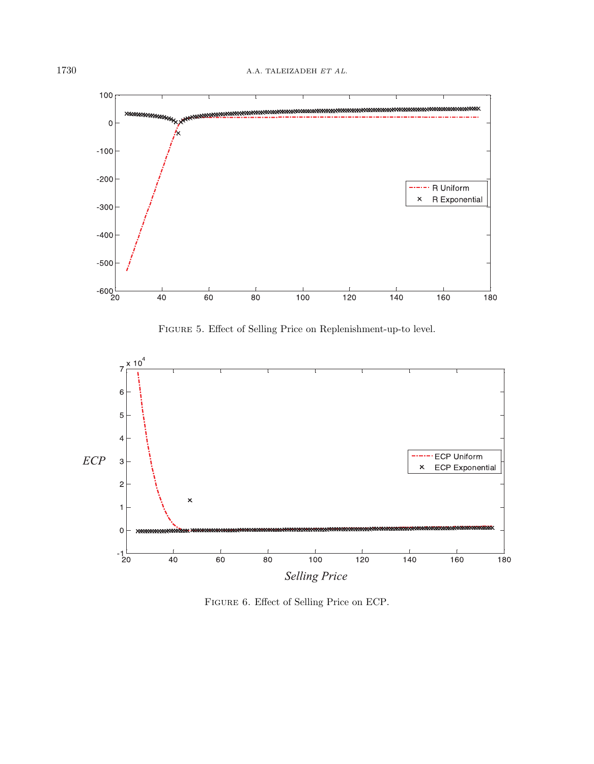Figure 5. Effect of Selling Price on Replenishment-up-to level.

Figure 6. Effect of Selling Price on ECP.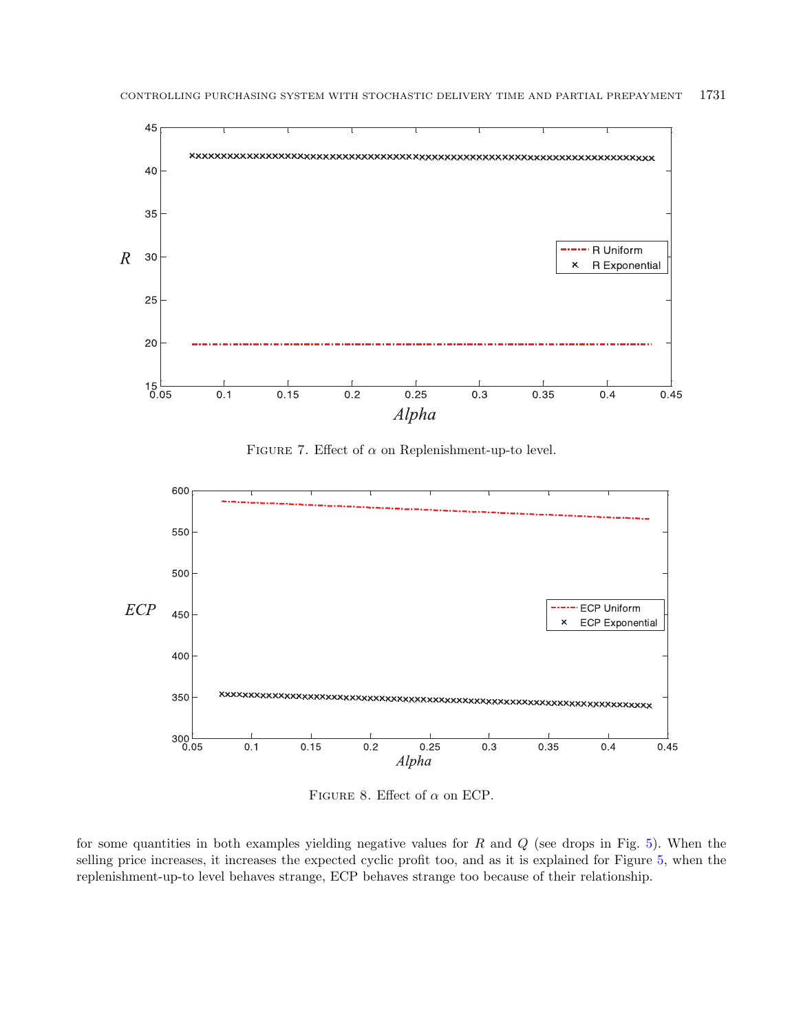FIGURE 7. Effect of $\alpha$ on Replenishment-up-to level.

FIGURE 8. Effect of $\alpha$ on ECP.

for some quantities in both examples yielding negative values for $R$ and $Q$ (see drops in Fig. 5). When the selling price increases, it increases the expected cyclic profit too, and as it is explained for Figure 5, when the replenishment-up-to level behaves strange, ECP behaves strange too because of their relationship.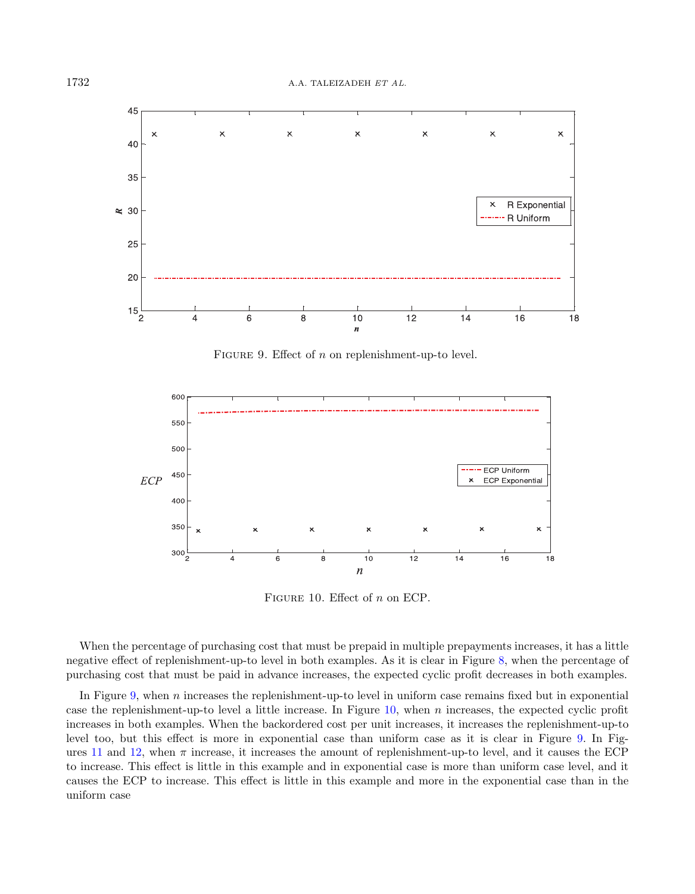FIGURE 9. Effect of $n$ on replenishment-up-to level.

FIGURE 10. Effect of $n$ on ECP.

When the percentage of purchasing cost that must be prepaid in multiple prepayments increases, it has a little negative effect of replenishment-up-to level in both examples. As it is clear in Figure 8, when the percentage of purchasing cost that must be paid in advance increases, the expected cyclic profit decreases in both examples.

In Figure 9, when $n$ increases the replenishment-up-to level in uniform case remains fixed but in exponential case the replenishment-up-to level a little increase. In Figure 10, when $n$ increases, the expected cyclic profit increases in both examples. When the backordered cost per unit increases, it increases the replenishment-up-to level too, but this effect is more in exponential case than uniform case as it is clear in Figure 9. In Figures 11 and 12, when $\pi$ increase, it increases the amount of replenishment-up-to level, and it causes the ECP to increase. This effect is little in this example and in exponential case is more than uniform case level, and it causes the ECP to increase. This effect is little in this example and more in the exponential case than in the uniform case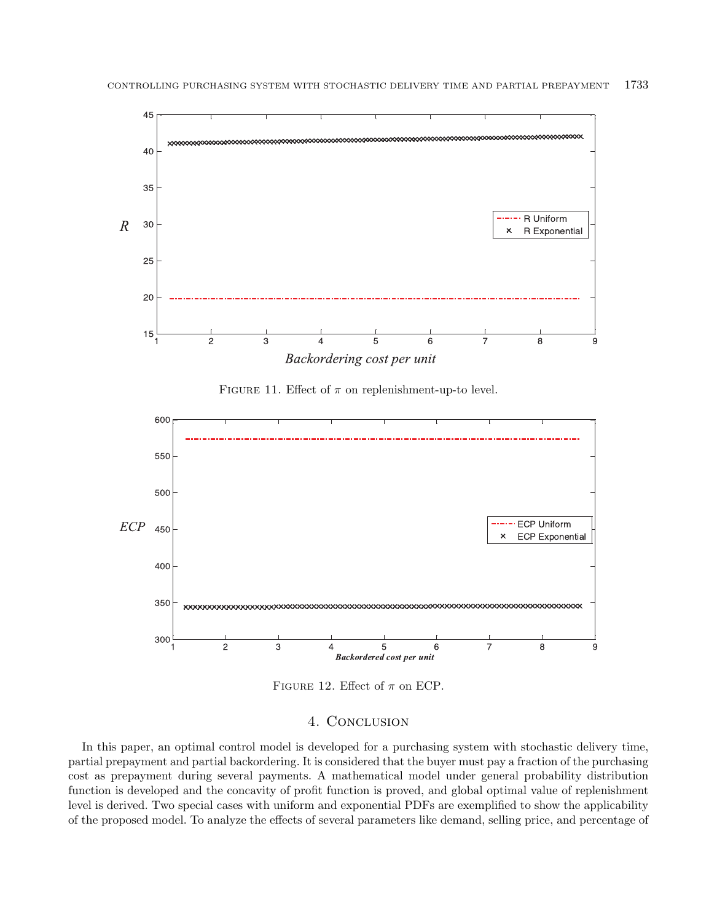Figure 11. Effect of $\pi$ on replenishment-up-to level.

Figure 12. Effect of $\pi$ on ECP.

## 4. Conclusion

In this paper, an optimal control model is developed for a purchasing system with stochastic delivery time, partial prepayment and partial backordering. It is considered that the buyer must pay a fraction of the purchasing cost as prepayment during several payments. A mathematical model under general probability distribution function is developed and the concavity of profit function is proved, and global optimal value of replenishment level is derived. Two special cases with uniform and exponential PDFs are exemplified to show the applicability of the proposed model. To analyze the effects of several parameters like demand, selling price, and percentage of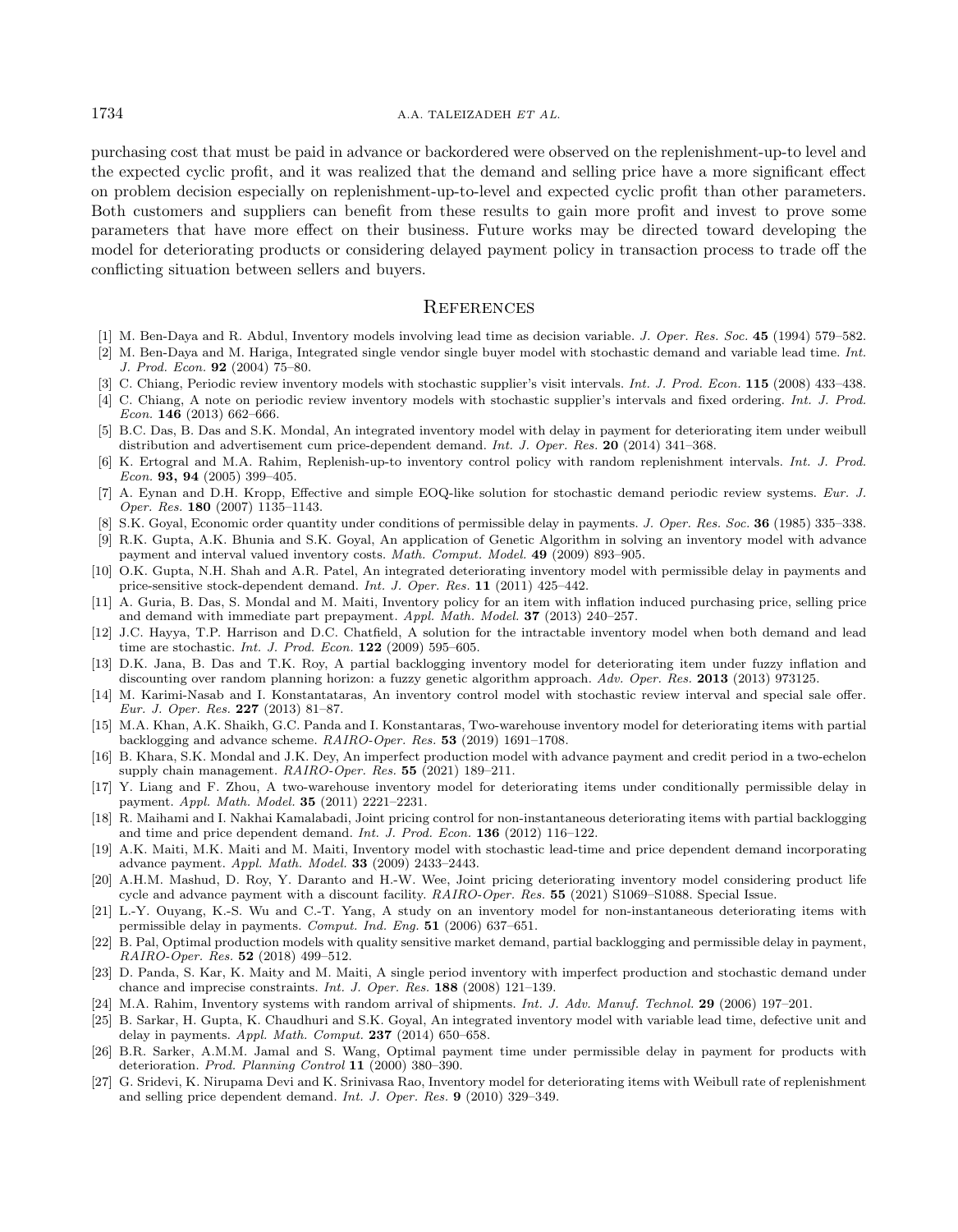purchasing cost that must be paid in advance or backordered were observed on the replenishment-up-to level and the expected cyclic profit, and it was realized that the demand and selling price have a more significant effect on problem decision especially on replenishment-up-to-level and expected cyclic profit than other parameters. Both customers and suppliers can benefit from these results to gain more profit and invest to prove some parameters that have more effect on their business. Future works may be directed toward developing the model for deteriorating products or considering delayed payment policy in transaction process to trade off the conflicting situation between sellers and buyers.

## References

[1] M. Ben-Daya and R. Abdul, Inventory models involving lead time as decision variable. *J. Oper. Res. Soc.* **45** (1994) 579–582.

[2] M. Ben-Daya and M. Hariga, Integrated single vendor single buyer model with stochastic demand and variable lead time. *Int. J. Prod. Econ.* **92** (2004) 75–80.

[3] C. Chiang, Periodic review inventory models with stochastic supplier's visit intervals. *Int. J. Prod. Econ.* **115** (2008) 433–438.

[4] C. Chiang, A note on periodic review inventory models with stochastic supplier's intervals and fixed ordering. *Int. J. Prod. Econ.* **146** (2013) 662–666.

[5] B.C. Das, B. Das and S.K. Mondal, An integrated inventory model with delay in payment for deteriorating item under weibull distribution and advertisement cum price-dependent demand. *Int. J. Oper. Res.* **20** (2014) 341–368.

[6] K. Ertogral and M.A. Rahim, Replenish-up-to inventory control policy with random replenishment intervals. *Int. J. Prod. Econ.* **93, 94** (2005) 399–405.

[7] A. Eynan and D.H. Kropp, Effective and simple EOQ-like solution for stochastic demand periodic review systems. *Eur. J. Oper. Res.* **180** (2007) 1135–1143.

[8] S.K. Goyal, Economic order quantity under conditions of permissible delay in payments. *J. Oper. Res. Soc.* **36** (1985) 335–338.

[9] R.K. Gupta, A.K. Bhunia and S.K. Goyal, An application of Genetic Algorithm in solving an inventory model with advance payment and interval valued inventory costs. *Math. Comput. Model.* **49** (2009) 893–905.

[10] O.K. Gupta, N.H. Shah and A.R. Patel, An integrated deteriorating inventory model with permissible delay in payments and price-sensitive stock-dependent demand. *Int. J. Oper. Res.* **11** (2011) 425–442.

[11] A. Guria, B. Das, S. Mondal and M. Maiti, Inventory policy for an item with inflation induced purchasing price, selling price and demand with immediate part prepayment. *Appl. Math. Model.* **37** (2013) 240–257.

[12] J.C. Hayya, T.P. Harrison and D.C. Chatfield, A solution for the intractable inventory model when both demand and lead time are stochastic. *Int. J. Prod. Econ.* **122** (2009) 595–605.

[13] D.K. Jana, B. Das and T.K. Roy, A partial backlogging inventory model for deteriorating item under fuzzy inflation and discounting over random planning horizon: a fuzzy genetic algorithm approach. *Adv. Oper. Res.* **2013** (2013) 973125.

[14] M. Karimi-Nasab and I. Konstantataras, An inventory control model with stochastic review interval and special sale offer. *Eur. J. Oper. Res.* **227** (2013) 81–87.

[15] M.A. Khan, A.K. Shaikh, G.C. Panda and I. Konstantaras, Two-warehouse inventory model for deteriorating items with partial backlogging and advance scheme. *RAIRO-Oper. Res.* **53** (2019) 1691–1708.

[16] B. Khara, S.K. Mondal and J.K. Dey, An imperfect production model with advance payment and credit period in a two-echelon supply chain management. *RAIRO-Oper. Res.* **55** (2021) 189–211.

[17] Y. Liang and F. Zhou, A two-warehouse inventory model for deteriorating items under conditionally permissible delay in payment. *Appl. Math. Model.* **35** (2011) 2221–2231.

[18] R. Maihami and I. Nakhai Kamalabadi, Joint pricing control for non-instantaneous deteriorating items with partial backlogging and time and price dependent demand. *Int. J. Prod. Econ.* **136** (2012) 116–122.

[19] A.K. Maiti, M.K. Maiti and M. Maiti, Inventory model with stochastic lead-time and price dependent demand incorporating advance payment. *Appl. Math. Model.* **33** (2009) 2433–2443.

[20] A.H.M. Mashud, D. Roy, Y. Daranto and H.-W. Wee, Joint pricing deteriorating inventory model considering product life cycle and advance payment with a discount facility. *RAIRO-Oper. Res.* **55** (2021) S1069–S1088. Special Issue.

[21] L.-Y. Ouyang, K.-S. Wu and C.-T. Yang, A study on an inventory model for non-instantaneous deteriorating items with permissible delay in payments. *Comput. Ind. Eng.* **51** (2006) 637–651.

[22] B. Pal, Optimal production models with quality sensitive market demand, partial backlogging and permissible delay in payment, *RAIRO-Oper. Res.* **52** (2018) 499–512.

[23] D. Panda, S. Kar, K. Maity and M. Maiti, A single period inventory with imperfect production and stochastic demand under chance and imprecise constraints. *Int. J. Oper. Res.* **188** (2008) 121–139.

[24] M.A. Rahim, Inventory systems with random arrival of shipments. *Int. J. Adv. Manuf. Technol.* **29** (2006) 197–201.

[25] B. Sarkar, H. Gupta, K. Chaudhuri and S.K. Goyal, An integrated inventory model with variable lead time, defective unit and delay in payments. *Appl. Math. Comput.* **237** (2014) 650–658.

[26] B.R. Sarker, A.M.M. Jamal and S. Wang, Optimal payment time under permissible delay in payment for products with deterioration. *Prod. Planning Control* **11** (2000) 380–390.

[27] G. Sridevi, K. Nirupama Devi and K. Srinivasa Rao, Inventory model for deteriorating items with Weibull rate of replenishment and selling price dependent demand. *Int. J. Oper. Res.* **9** (2010) 329–349.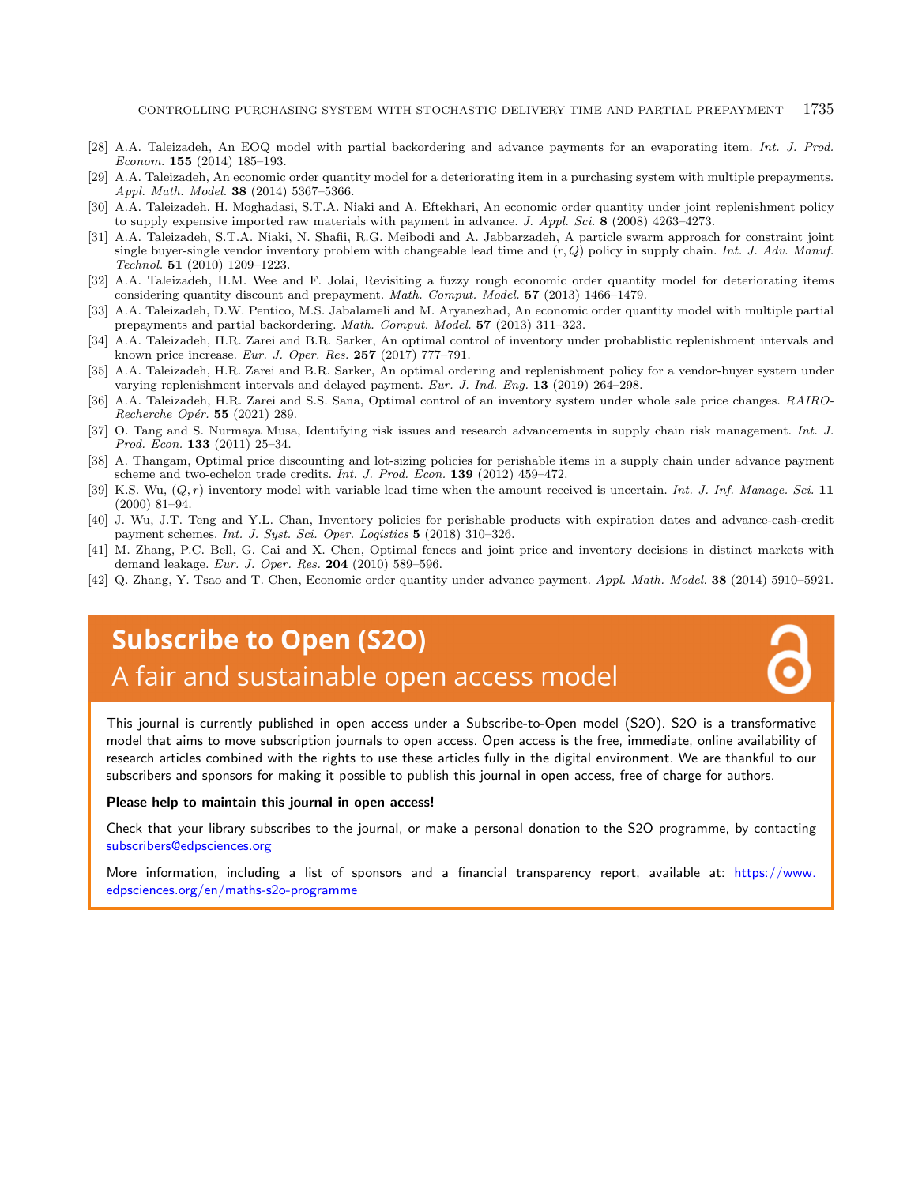[28] A.A. Taleizadeh, An EOQ model with partial backordering and advance payments for an evaporating item. *Int. J. Prod. Econom.* **155** (2014) 185–193.

[29] A.A. Taleizadeh, An economic order quantity model for a deteriorating item in a purchasing system with multiple prepayments. *Appl. Math. Model.* **38** (2014) 5367–5366.

[30] A.A. Taleizadeh, H. Moghadasi, S.T.A. Niaki and A. Eftekhari, An economic order quantity under joint replenishment policy to supply expensive imported raw materials with payment in advance. *J. Appl. Sci.* **8** (2008) 4263–4273.

[31] A.A. Taleizadeh, S.T.A. Niaki, N. Shafii, R.G. Meibodi and A. Jabbarzadeh, A particle swarm approach for constraint joint single buyer-single vendor inventory problem with changeable lead time and $(r, Q)$ policy in supply chain. *Int. J. Adv. Manuf. Technol.* **51** (2010) 1209–1223.

[32] A.A. Taleizadeh, H.M. Wee and F. Jolai, Revisiting a fuzzy rough economic order quantity model for deteriorating items considering quantity discount and prepayment. *Math. Comput. Model.* **57** (2013) 1466–1479.

[33] A.A. Taleizadeh, D.W. Pentico, M.S. Jabalameli and M. Aryanezhad, An economic order quantity model with multiple partial prepayments and partial backordering. *Math. Comput. Model.* **57** (2013) 311–323.

[34] A.A. Taleizadeh, H.R. Zarei and B.R. Sarker, An optimal control of inventory under probablistic replenishment intervals and known price increase. *Eur. J. Oper. Res.* **257** (2017) 777–791.

[35] A.A. Taleizadeh, H.R. Zarei and B.R. Sarker, An optimal ordering and replenishment policy for a vendor-buyer system under varying replenishment intervals and delayed payment. *Eur. J. Ind. Eng.* **13** (2019) 264–298.

[36] A.A. Taleizadeh, H.R. Zarei and S.S. Sana, Optimal control of an inventory system under whole sale price changes. *RAIRO-Recherche Opér.* **55** (2021) 289.

[37] O. Tang and S. Nurmaya Musa, Identifying risk issues and research advancements in supply chain risk management. *Int. J. Prod. Econ.* **133** (2011) 25–34.

[38] A. Thangam, Optimal price discounting and lot-sizing policies for perishable items in a supply chain under advance payment scheme and two-echelon trade credits. *Int. J. Prod. Econ.* **139** (2012) 459–472.

[39] K.S. Wu, $(Q, r)$ inventory model with variable lead time when the amount received is uncertain. *Int. J. Inf. Manage. Sci.* **11** (2000) 81–94.

[40] J. Wu, J.T. Teng and Y.L. Chan, Inventory policies for perishable products with expiration dates and advance-cash-credit payment schemes. *Int. J. Syst. Sci. Oper. Logistics* **5** (2018) 310–326.

[41] M. Zhang, P.C. Bell, G. Cai and X. Chen, Optimal fences and joint price and inventory decisions in distinct markets with demand leakage. *Eur. J. Oper. Res.* **204** (2010) 589–596.

[42] Q. Zhang, Y. Tsao and T. Chen, Economic order quantity under advance payment. *Appl. Math. Model.* **38** (2014) 5910–5921.

## Subscribe to Open (S2O)

### A fair and sustainable open access model

This journal is currently published in open access under a Subscribe-to-Open model (S2O). S2O is a transformative model that aims to move subscription journals to open access. Open access is the free, immediate, online availability of research articles combined with the rights to use these articles fully in the digital environment. We are thankful to our subscribers and sponsors for making it possible to publish this journal in open access, free of charge for authors.

**Please help to maintain this journal in open access!**

Check that your library subscribes to the journal, or make a personal donation to the S2O programme, by contacting subscribers@edpsciences.org

More information, including a list of sponsors and a financial transparency report, available at: https://www.edpsciences.org/en/maths-s2o-programme